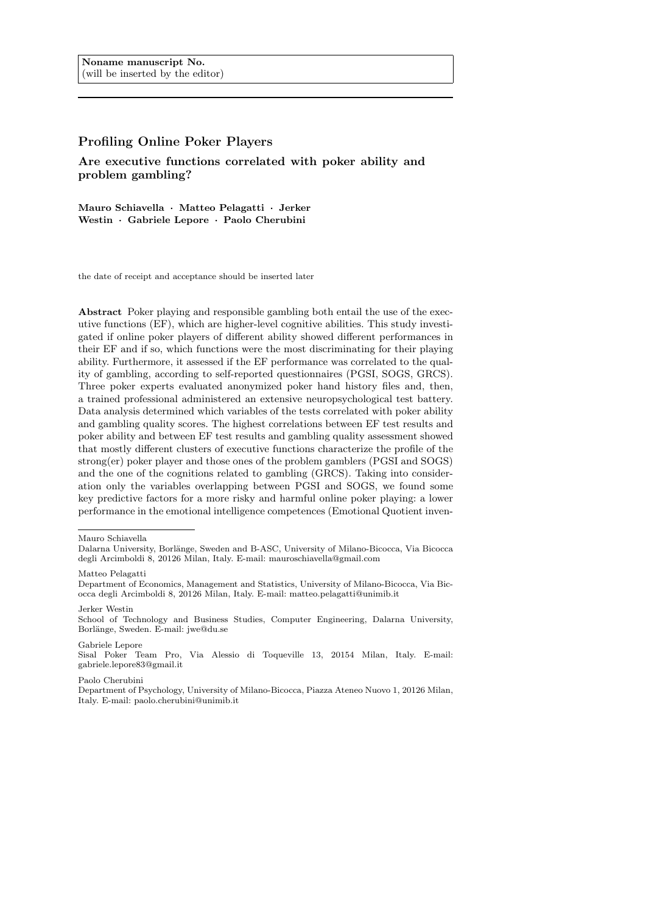Noname manuscript No.
(will be inserted by the editor)

# Profiling Online Poker Players

## Are executive functions correlated with poker ability and problem gambling?

**Mauro Schiavella · Matteo Pelagatti · Jerker Westin · Gabriele Lepore · Paolo Cherubini**

the date of receipt and acceptance should be inserted later

**Abstract** Poker playing and responsible gambling both entail the use of the executive functions (EF), which are higher-level cognitive abilities. This study investigated if online poker players of different ability showed different performances in their EF and if so, which functions were the most discriminating for their playing ability. Furthermore, it assessed if the EF performance was correlated to the quality of gambling, according to self-reported questionnaires (PGSI, SOGS, GRCS). Three poker experts evaluated anonymized poker hand history files and, then, a trained professional administered an extensive neuropsychological test battery. Data analysis determined which variables of the tests correlated with poker ability and gambling quality scores. The highest correlations between EF test results and poker ability and between EF test results and gambling quality assessment showed that mostly different clusters of executive functions characterize the profile of the strong(er) poker player and those ones of the problem gamblers (PGSI and SOGS) and the one of the cognitions related to gambling (GRCS). Taking into consideration only the variables overlapping between PGSI and SOGS, we found some key predictive factors for a more risky and harmful online poker playing: a lower performance in the emotional intelligence competences (Emotional Quotient inven-

---

Mauro Schiavella
Dalarna University, Borlänge, Sweden and B-ASC, University of Milano-Bicocca, Via Bicocca degli Arcimboldi 8, 20126 Milan, Italy. E-mail: mauroschiavella@gmail.com

Matteo Pelagatti
Department of Economics, Management and Statistics, University of Milano-Bicocca, Via Bicocca degli Arcimboldi 8, 20126 Milan, Italy. E-mail: matteo.pelagatti@unimib.it

Jerker Westin
School of Technology and Business Studies, Computer Engineering, Dalarna University, Borlänge, Sweden. E-mail: jwe@du.se

Gabriele Lepore
Sisal Poker Team Pro, Via Alessio di Toqueville 13, 20154 Milan, Italy. E-mail: gabriele.lepore83@gmail.it

Paolo Cherubini
Department of Psychology, University of Milano-Bicocca, Piazza Ateneo Nuovo 1, 20126 Milan, Italy. E-mail: paolo.cherubini@unimib.it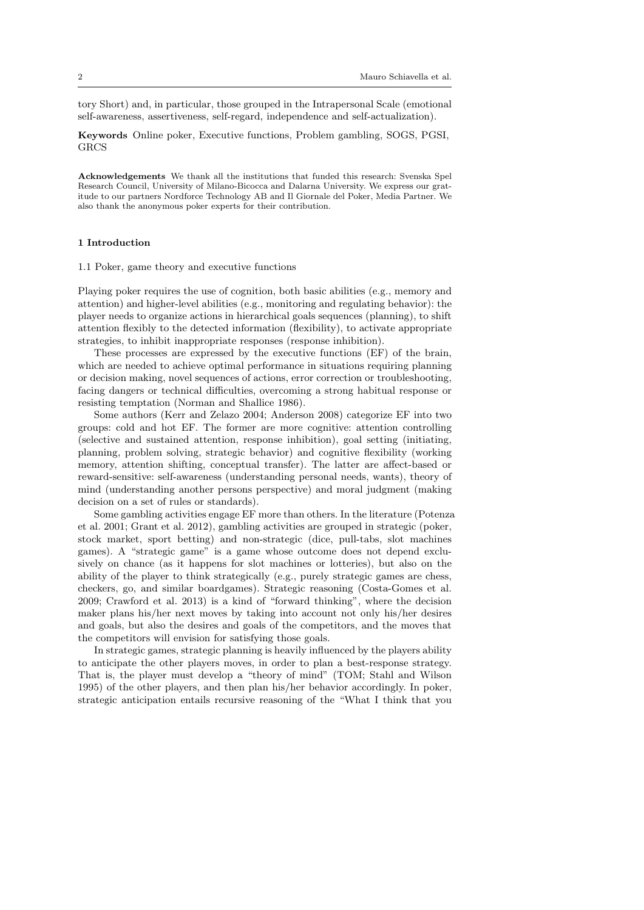tory Short) and, in particular, those grouped in the Intrapersonal Scale (emotional self-awareness, assertiveness, self-regard, independence and self-actualization).

**Keywords** Online poker, Executive functions, Problem gambling, SOGS, PGSI, GRCS

**Acknowledgements** We thank all the institutions that funded this research: Svenska Spel Research Council, University of Milano-Bicocca and Dalarna University. We express our gratitude to our partners Nordforce Technology AB and Il Giornale del Poker, Media Partner. We also thank the anonymous poker experts for their contribution.

## 1 Introduction

### 1.1 Poker, game theory and executive functions

Playing poker requires the use of cognition, both basic abilities (e.g., memory and attention) and higher-level abilities (e.g., monitoring and regulating behavior): the player needs to organize actions in hierarchical goals sequences (planning), to shift attention flexibly to the detected information (flexibility), to activate appropriate strategies, to inhibit inappropriate responses (response inhibition).

These processes are expressed by the executive functions (EF) of the brain, which are needed to achieve optimal performance in situations requiring planning or decision making, novel sequences of actions, error correction or troubleshooting, facing dangers or technical difficulties, overcoming a strong habitual response or resisting temptation (Norman and Shallice 1986).

Some authors (Kerr and Zelazo 2004; Anderson 2008) categorize EF into two groups: cold and hot EF. The former are more cognitive: attention controlling (selective and sustained attention, response inhibition), goal setting (initiating, planning, problem solving, strategic behavior) and cognitive flexibility (working memory, attention shifting, conceptual transfer). The latter are affect-based or reward-sensitive: self-awareness (understanding personal needs, wants), theory of mind (understanding another persons perspective) and moral judgment (making decision on a set of rules or standards).

Some gambling activities engage EF more than others. In the literature (Potenza et al. 2001; Grant et al. 2012), gambling activities are grouped in strategic (poker, stock market, sport betting) and non-strategic (dice, pull-tabs, slot machines games). A "strategic game" is a game whose outcome does not depend exclusively on chance (as it happens for slot machines or lotteries), but also on the ability of the player to think strategically (e.g., purely strategic games are chess, checkers, go, and similar boardgames). Strategic reasoning (Costa-Gomes et al. 2009; Crawford et al. 2013) is a kind of "forward thinking", where the decision maker plans his/her next moves by taking into account not only his/her desires and goals, but also the desires and goals of the competitors, and the moves that the competitors will envision for satisfying those goals.

In strategic games, strategic planning is heavily influenced by the players ability to anticipate the other players moves, in order to plan a best-response strategy. That is, the player must develop a "theory of mind" (TOM; Stahl and Wilson 1995) of the other players, and then plan his/her behavior accordingly. In poker, strategic anticipation entails recursive reasoning of the "What I think that you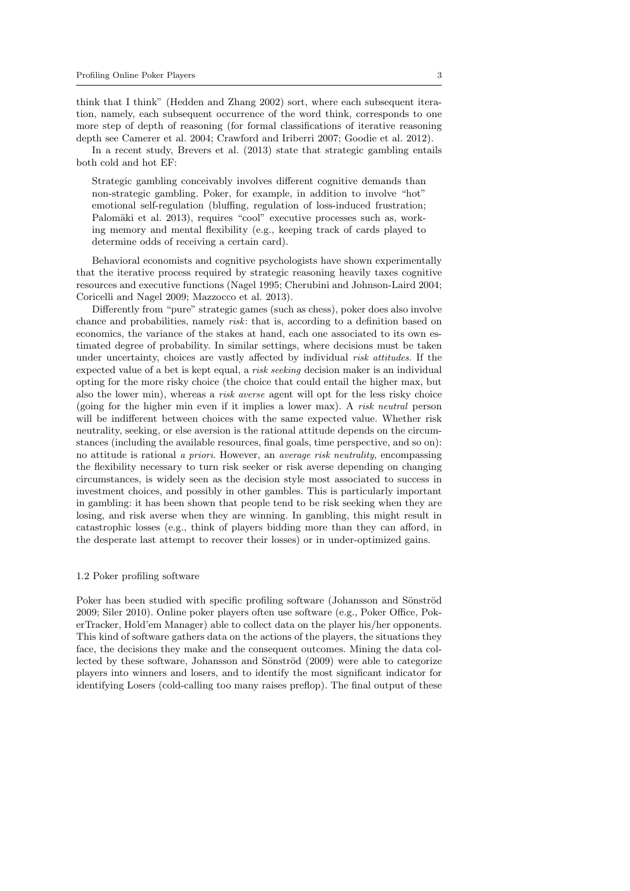think that I think" (Hedden and Zhang 2002) sort, where each subsequent iteration, namely, each subsequent occurrence of the word think, corresponds to one more step of depth of reasoning (for formal classifications of iterative reasoning depth see Camerer et al. 2004; Crawford and Iriberri 2007; Goodie et al. 2012).

In a recent study, Brevers et al. (2013) state that strategic gambling entails both cold and hot EF:

> Strategic gambling conceivably involves different cognitive demands than non-strategic gambling. Poker, for example, in addition to involve "hot" emotional self-regulation (bluffing, regulation of loss-induced frustration; Palomäki et al. 2013), requires "cool" executive processes such as, working memory and mental flexibility (e.g., keeping track of cards played to determine odds of receiving a certain card).

Behavioral economists and cognitive psychologists have shown experimentally that the iterative process required by strategic reasoning heavily taxes cognitive resources and executive functions (Nagel 1995; Cherubini and Johnson-Laird 2004; Coricelli and Nagel 2009; Mazzocco et al. 2013).

Differently from "pure" strategic games (such as chess), poker does also involve chance and probabilities, namely *risk*: that is, according to a definition based on economics, the variance of the stakes at hand, each one associated to its own estimated degree of probability. In similar settings, where decisions must be taken under uncertainty, choices are vastly affected by individual *risk attitudes*. If the expected value of a bet is kept equal, a *risk seeking* decision maker is an individual opting for the more risky choice (the choice that could entail the higher max, but also the lower min), whereas a *risk averse* agent will opt for the less risky choice (going for the higher min even if it implies a lower max). A *risk neutral* person will be indifferent between choices with the same expected value. Whether risk neutrality, seeking, or else aversion is the rational attitude depends on the circumstances (including the available resources, final goals, time perspective, and so on): no attitude is rational *a priori*. However, an *average risk neutrality*, encompassing the flexibility necessary to turn risk seeker or risk averse depending on changing circumstances, is widely seen as the decision style most associated to success in investment choices, and possibly in other gambles. This is particularly important in gambling: it has been shown that people tend to be risk seeking when they are losing, and risk averse when they are winning. In gambling, this might result in catastrophic losses (e.g., think of players bidding more than they can afford, in the desperate last attempt to recover their losses) or in under-optimized gains.

### 1.2 Poker profiling software

Poker has been studied with specific profiling software (Johansson and Sönströd 2009; Siler 2010). Online poker players often use software (e.g., Poker Office, PokerTracker, Hold'em Manager) able to collect data on the player his/her opponents. This kind of software gathers data on the actions of the players, the situations they face, the decisions they make and the consequent outcomes. Mining the data collected by these software, Johansson and Sönströd (2009) were able to categorize players into winners and losers, and to identify the most significant indicator for identifying Losers (cold-calling too many raises preflop). The final output of these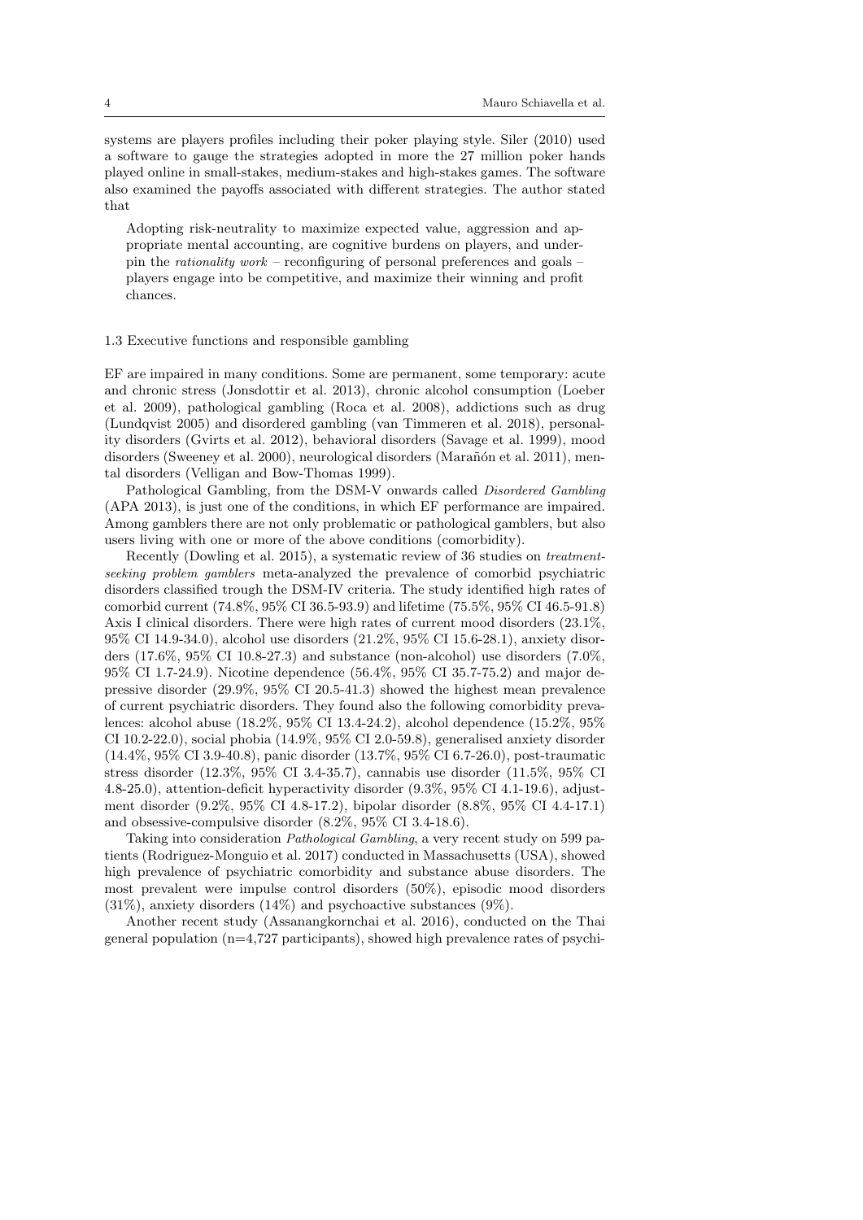systems are players profiles including their poker playing style. Siler (2010) used a software to gauge the strategies adopted in more the 27 million poker hands played online in small-stakes, medium-stakes and high-stakes games. The software also examined the payoffs associated with different strategies. The author stated that

> Adopting risk-neutrality to maximize expected value, aggression and appropriate mental accounting, are cognitive burdens on players, and underpin the *rationality work* – reconfiguring of personal preferences and goals – players engage into be competitive, and maximize their winning and profit chances.

### 1.3 Executive functions and responsible gambling

EF are impaired in many conditions. Some are permanent, some temporary: acute and chronic stress (Jonsdottir et al. 2013), chronic alcohol consumption (Loeber et al. 2009), pathological gambling (Roca et al. 2008), addictions such as drug (Lundqvist 2005) and disordered gambling (van Timmeren et al. 2018), personality disorders (Gvirts et al. 2012), behavioral disorders (Savage et al. 1999), mood disorders (Sweeney et al. 2000), neurological disorders (Marañón et al. 2011), mental disorders (Velligan and Bow-Thomas 1999).

Pathological Gambling, from the DSM-V onwards called *Disordered Gambling* (APA 2013), is just one of the conditions, in which EF performance are impaired. Among gamblers there are not only problematic or pathological gamblers, but also users living with one or more of the above conditions (comorbidity).

Recently (Dowling et al. 2015), a systematic review of 36 studies on *treatment-seeking problem gamblers* meta-analyzed the prevalence of comorbid psychiatric disorders classified trough the DSM-IV criteria. The study identified high rates of comorbid current (74.8%, 95% CI 36.5-93.9) and lifetime (75.5%, 95% CI 46.5-91.8) Axis I clinical disorders. There were high rates of current mood disorders (23.1%, 95% CI 14.9-34.0), alcohol use disorders (21.2%, 95% CI 15.6-28.1), anxiety disorders (17.6%, 95% CI 10.8-27.3) and substance (non-alcohol) use disorders (7.0%, 95% CI 1.7-24.9). Nicotine dependence (56.4%, 95% CI 35.7-75.2) and major depressive disorder (29.9%, 95% CI 20.5-41.3) showed the highest mean prevalence of current psychiatric disorders. They found also the following comorbidity prevalences: alcohol abuse (18.2%, 95% CI 13.4-24.2), alcohol dependence (15.2%, 95% CI 10.2-22.0), social phobia (14.9%, 95% CI 2.0-59.8), generalised anxiety disorder (14.4%, 95% CI 3.9-40.8), panic disorder (13.7%, 95% CI 6.7-26.0), post-traumatic stress disorder (12.3%, 95% CI 3.4-35.7), cannabis use disorder (11.5%, 95% CI 4.8-25.0), attention-deficit hyperactivity disorder (9.3%, 95% CI 4.1-19.6), adjustment disorder (9.2%, 95% CI 4.8-17.2), bipolar disorder (8.8%, 95% CI 4.4-17.1) and obsessive-compulsive disorder (8.2%, 95% CI 3.4-18.6).

Taking into consideration *Pathological Gambling*, a very recent study on 599 patients (Rodriguez-Monguio et al. 2017) conducted in Massachusetts (USA), showed high prevalence of psychiatric comorbidity and substance abuse disorders. The most prevalent were impulse control disorders (50%), episodic mood disorders (31%), anxiety disorders (14%) and psychoactive substances (9%).

Another recent study (Assanangkornchai et al. 2016), conducted on the Thai general population (n=4,727 participants), showed high prevalence rates of psychi-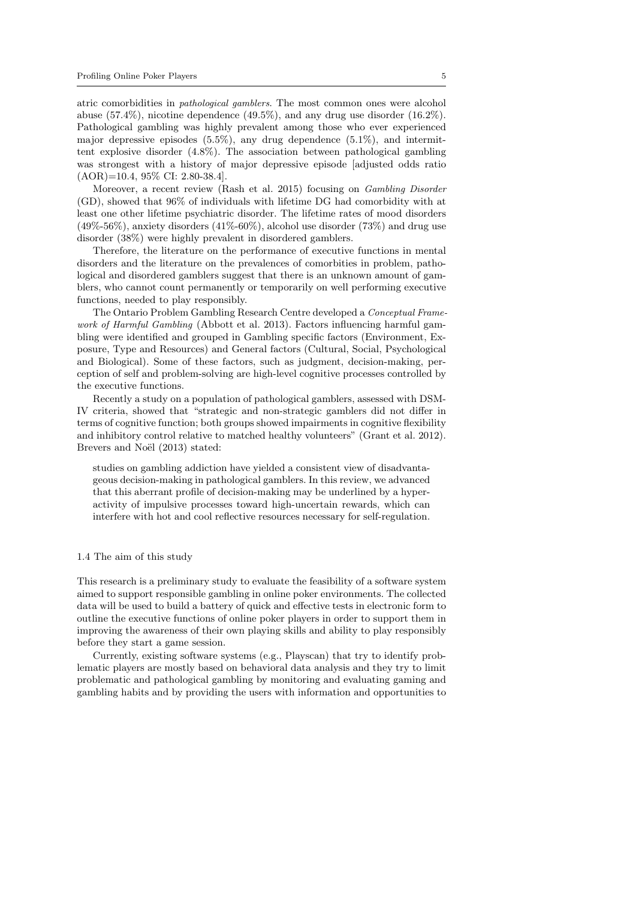atric comorbidities in *pathological gamblers*. The most common ones were alcohol abuse (57.4%), nicotine dependence (49.5%), and any drug use disorder (16.2%). Pathological gambling was highly prevalent among those who ever experienced major depressive episodes (5.5%), any drug dependence (5.1%), and intermittent explosive disorder (4.8%). The association between pathological gambling was strongest with a history of major depressive episode [adjusted odds ratio (AOR)=10.4, 95% CI: 2.80-38.4].

Moreover, a recent review (Rash et al. 2015) focusing on *Gambling Disorder* (GD), showed that 96% of individuals with lifetime DG had comorbidity with at least one other lifetime psychiatric disorder. The lifetime rates of mood disorders (49%-56%), anxiety disorders (41%-60%), alcohol use disorder (73%) and drug use disorder (38%) were highly prevalent in disordered gamblers.

Therefore, the literature on the performance of executive functions in mental disorders and the literature on the prevalences of comorbities in problem, pathological and disordered gamblers suggest that there is an unknown amount of gamblers, who cannot count permanently or temporarily on well performing executive functions, needed to play responsibly.

The Ontario Problem Gambling Research Centre developed a *Conceptual Framework of Harmful Gambling* (Abbott et al. 2013). Factors influencing harmful gambling were identified and grouped in Gambling specific factors (Environment, Exposure, Type and Resources) and General factors (Cultural, Social, Psychological and Biological). Some of these factors, such as judgment, decision-making, perception of self and problem-solving are high-level cognitive processes controlled by the executive functions.

Recently a study on a population of pathological gamblers, assessed with DSM-IV criteria, showed that "strategic and non-strategic gamblers did not differ in terms of cognitive function; both groups showed impairments in cognitive flexibility and inhibitory control relative to matched healthy volunteers" (Grant et al. 2012). Brevers and Noël (2013) stated:

> studies on gambling addiction have yielded a consistent view of disadvantageous decision-making in pathological gamblers. In this review, we advanced that this aberrant profile of decision-making may be underlined by a hyperactivity of impulsive processes toward high-uncertain rewards, which can interfere with hot and cool reflective resources necessary for self-regulation.

### 1.4 The aim of this study

This research is a preliminary study to evaluate the feasibility of a software system aimed to support responsible gambling in online poker environments. The collected data will be used to build a battery of quick and effective tests in electronic form to outline the executive functions of online poker players in order to support them in improving the awareness of their own playing skills and ability to play responsibly before they start a game session.

Currently, existing software systems (e.g., Playscan) that try to identify problematic players are mostly based on behavioral data analysis and they try to limit problematic and pathological gambling by monitoring and evaluating gaming and gambling habits and by providing the users with information and opportunities to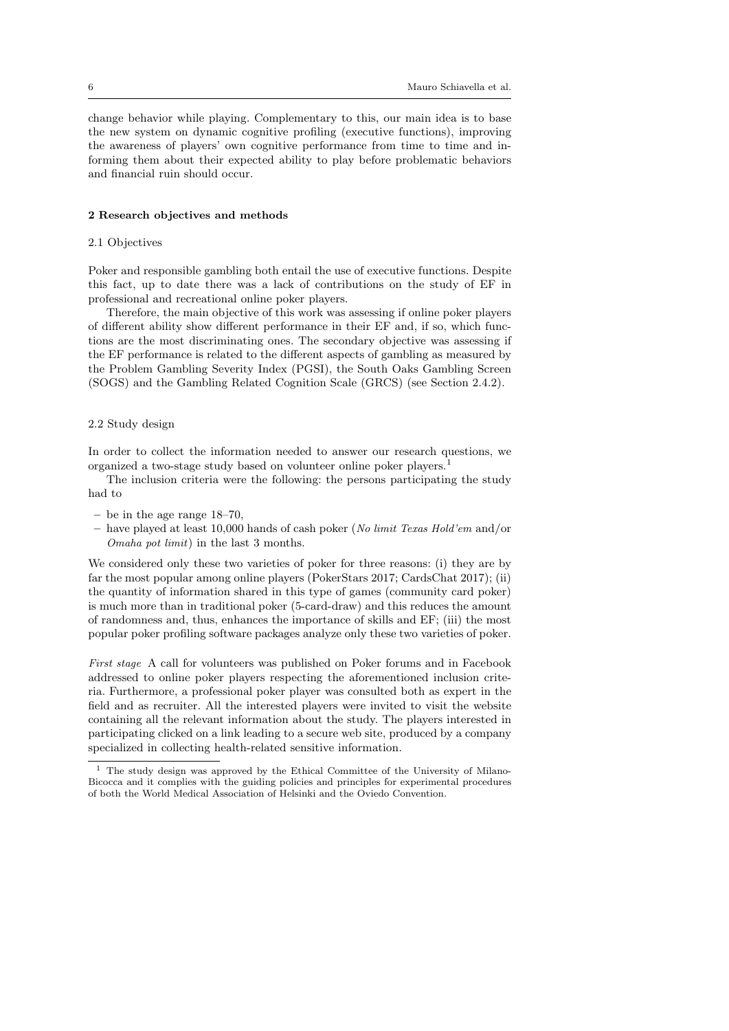change behavior while playing. Complementary to this, our main idea is to base the new system on dynamic cognitive profiling (executive functions), improving the awareness of players' own cognitive performance from time to time and informing them about their expected ability to play before problematic behaviors and financial ruin should occur.

## 2 Research objectives and methods

### 2.1 Objectives

Poker and responsible gambling both entail the use of executive functions. Despite this fact, up to date there was a lack of contributions on the study of EF in professional and recreational online poker players.

Therefore, the main objective of this work was assessing if online poker players of different ability show different performance in their EF and, if so, which functions are the most discriminating ones. The secondary objective was assessing if the EF performance is related to the different aspects of gambling as measured by the Problem Gambling Severity Index (PGSI), the South Oaks Gambling Screen (SOGS) and the Gambling Related Cognition Scale (GRCS) (see Section 2.4.2).

### 2.2 Study design

In order to collect the information needed to answer our research questions, we organized a two-stage study based on volunteer online poker players.[1]

The inclusion criteria were the following: the persons participating the study had to

- be in the age range 18–70,
- have played at least 10,000 hands of cash poker (*No limit Texas Hold'em* and/or *Omaha pot limit*) in the last 3 months.

We considered only these two varieties of poker for three reasons: (i) they are by far the most popular among online players (PokerStars 2017; CardsChat 2017); (ii) the quantity of information shared in this type of games (community card poker) is much more than in traditional poker (5-card-draw) and this reduces the amount of randomness and, thus, enhances the importance of skills and EF; (iii) the most popular poker profiling software packages analyze only these two varieties of poker.

*First stage* A call for volunteers was published on Poker forums and in Facebook addressed to online poker players respecting the aforementioned inclusion criteria. Furthermore, a professional poker player was consulted both as expert in the field and as recruiter. All the interested players were invited to visit the website containing all the relevant information about the study. The players interested in participating clicked on a link leading to a secure web site, produced by a company specialized in collecting health-related sensitive information.

[1] The study design was approved by the Ethical Committee of the University of Milano-Bicocca and it complies with the guiding policies and principles for experimental procedures of both the World Medical Association of Helsinki and the Oviedo Convention.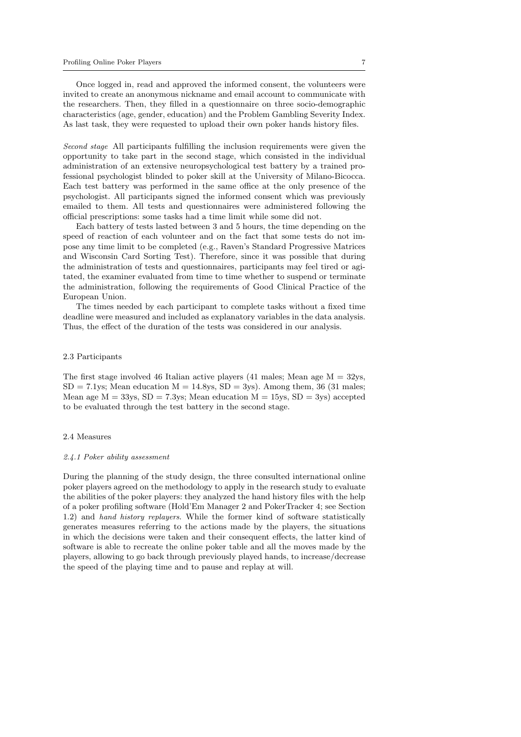Once logged in, read and approved the informed consent, the volunteers were invited to create an anonymous nickname and email account to communicate with the researchers. Then, they filled in a questionnaire on three socio-demographic characteristics (age, gender, education) and the Problem Gambling Severity Index. As last task, they were requested to upload their own poker hands history files.

*Second stage* All participants fulfilling the inclusion requirements were given the opportunity to take part in the second stage, which consisted in the individual administration of an extensive neuropsychological test battery by a trained professional psychologist blinded to poker skill at the University of Milano-Bicocca. Each test battery was performed in the same office at the only presence of the psychologist. All participants signed the informed consent which was previously emailed to them. All tests and questionnaires were administered following the official prescriptions: some tasks had a time limit while some did not.

Each battery of tests lasted between 3 and 5 hours, the time depending on the speed of reaction of each volunteer and on the fact that some tests do not impose any time limit to be completed (e.g., Raven's Standard Progressive Matrices and Wisconsin Card Sorting Test). Therefore, since it was possible that during the administration of tests and questionnaires, participants may feel tired or agitated, the examiner evaluated from time to time whether to suspend or terminate the administration, following the requirements of Good Clinical Practice of the European Union.

The times needed by each participant to complete tasks without a fixed time deadline were measured and included as explanatory variables in the data analysis. Thus, the effect of the duration of the tests was considered in our analysis.

## 2.3 Participants

The first stage involved 46 Italian active players (41 males; Mean age M = 32ys, SD = 7.1ys; Mean education M = 14.8ys, SD = 3ys). Among them, 36 (31 males; Mean age M = 33ys, SD = 7.3ys; Mean education M = 15ys, SD = 3ys) accepted to be evaluated through the test battery in the second stage.

## 2.4 Measures

### *2.4.1 Poker ability assessment*

During the planning of the study design, the three consulted international online poker players agreed on the methodology to apply in the research study to evaluate the abilities of the poker players: they analyzed the hand history files with the help of a poker profiling software (Hold'Em Manager 2 and PokerTracker 4; see Section 1.2) and *hand history replayers*. While the former kind of software statistically generates measures referring to the actions made by the players, the situations in which the decisions were taken and their consequent effects, the latter kind of software is able to recreate the online poker table and all the moves made by the players, allowing to go back through previously played hands, to increase/decrease the speed of the playing time and to pause and replay at will.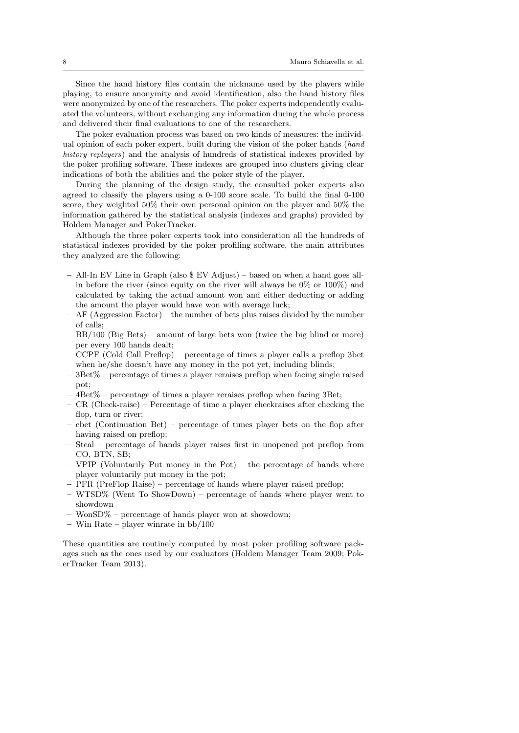Since the hand history files contain the nickname used by the players while playing, to ensure anonymity and avoid identification, also the hand history files were anonymized by one of the researchers. The poker experts independently evaluated the volunteers, without exchanging any information during the whole process and delivered their final evaluations to one of the researchers.

The poker evaluation process was based on two kinds of measures: the individual opinion of each poker expert, built during the vision of the poker hands (*hand history replayers*) and the analysis of hundreds of statistical indexes provided by the poker profiling software. These indexes are grouped into clusters giving clear indications of both the abilities and the poker style of the player.

During the planning of the design study, the consulted poker experts also agreed to classify the players using a 0-100 score scale. To build the final 0-100 score, they weighted 50% their own personal opinion on the player and 50% the information gathered by the statistical analysis (indexes and graphs) provided by Holdem Manager and PokerTracker.

Although the three poker experts took into consideration all the hundreds of statistical indexes provided by the poker profiling software, the main attributes they analyzed are the following:

- All-In EV Line in Graph (also $ EV Adjust) – based on when a hand goes all-in before the river (since equity on the river will always be 0% or 100%) and calculated by taking the actual amount won and either deducting or adding the amount the player would have won with average luck;
- AF (Aggression Factor) – the number of bets plus raises divided by the number of calls;
- BB/100 (Big Bets) – amount of large bets won (twice the big blind or more) per every 100 hands dealt;
- CCPF (Cold Call Preflop) – percentage of times a player calls a preflop 3bet when he/she doesn't have any money in the pot yet, including blinds;
- 3Bet% – percentage of times a player reraises preflop when facing single raised pot;
- 4Bet% – percentage of times a player reraises preflop when facing 3Bet;
- CR (Check-raise) – Percentage of time a player checkraises after checking the flop, turn or river;
- cbet (Continuation Bet) – percentage of times player bets on the flop after having raised on preflop;
- Steal – percentage of hands player raises first in unopened pot preflop from CO, BTN, SB;
- VPIP (Voluntarily Put money in the Pot) – the percentage of hands where player voluntarily put money in the pot;
- PFR (PreFlop Raise) – percentage of hands where player raised preflop;
- WTSD% (Went To ShowDown) – percentage of hands where player went to showdown
- WonSD% – percentage of hands player won at showdown;
- Win Rate – player winrate in bb/100

These quantities are routinely computed by most poker profiling software packages such as the ones used by our evaluators (Holdem Manager Team 2009; PokerTracker Team 2013).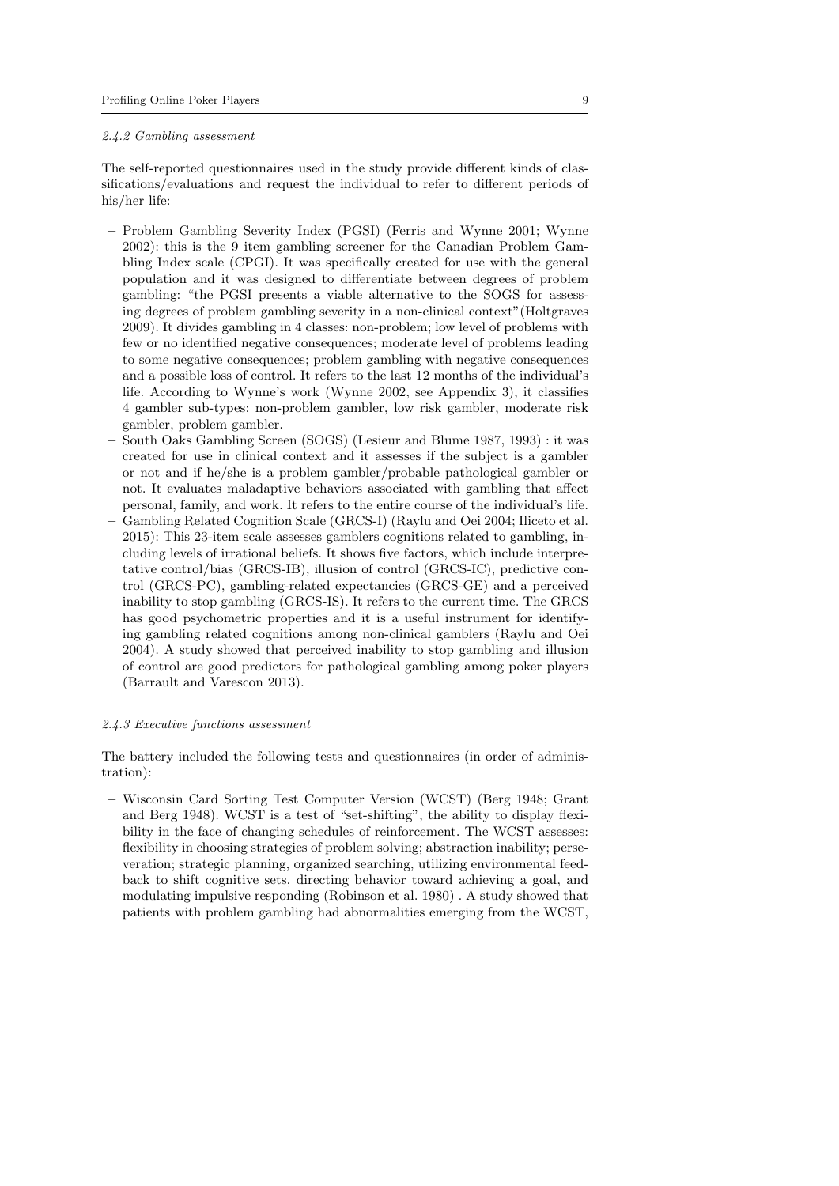#### 2.4.2 Gambling assessment

The self-reported questionnaires used in the study provide different kinds of classifications/evaluations and request the individual to refer to different periods of his/her life:

- Problem Gambling Severity Index (PGSI) (Ferris and Wynne 2001; Wynne 2002): this is the 9 item gambling screener for the Canadian Problem Gambling Index scale (CPGI). It was specifically created for use with the general population and it was designed to differentiate between degrees of problem gambling: "the PGSI presents a viable alternative to the SOGS for assessing degrees of problem gambling severity in a non-clinical context"(Holtgraves 2009). It divides gambling in 4 classes: non-problem; low level of problems with few or no identified negative consequences; moderate level of problems leading to some negative consequences; problem gambling with negative consequences and a possible loss of control. It refers to the last 12 months of the individual's life. According to Wynne's work (Wynne 2002, see Appendix 3), it classifies 4 gambler sub-types: non-problem gambler, low risk gambler, moderate risk gambler, problem gambler.
- South Oaks Gambling Screen (SOGS) (Lesieur and Blume 1987, 1993) : it was created for use in clinical context and it assesses if the subject is a gambler or not and if he/she is a problem gambler/probable pathological gambler or not. It evaluates maladaptive behaviors associated with gambling that affect personal, family, and work. It refers to the entire course of the individual's life.
- Gambling Related Cognition Scale (GRCS-I) (Raylu and Oei 2004; Iliceto et al. 2015): This 23-item scale assesses gamblers cognitions related to gambling, including levels of irrational beliefs. It shows five factors, which include interpretative control/bias (GRCS-IB), illusion of control (GRCS-IC), predictive control (GRCS-PC), gambling-related expectancies (GRCS-GE) and a perceived inability to stop gambling (GRCS-IS). It refers to the current time. The GRCS has good psychometric properties and it is a useful instrument for identifying gambling related cognitions among non-clinical gamblers (Raylu and Oei 2004). A study showed that perceived inability to stop gambling and illusion of control are good predictors for pathological gambling among poker players (Barrault and Varescon 2013).

#### 2.4.3 Executive functions assessment

The battery included the following tests and questionnaires (in order of administration):

- Wisconsin Card Sorting Test Computer Version (WCST) (Berg 1948; Grant and Berg 1948). WCST is a test of "set-shifting", the ability to display flexibility in the face of changing schedules of reinforcement. The WCST assesses: flexibility in choosing strategies of problem solving; abstraction inability; perseveration; strategic planning, organized searching, utilizing environmental feedback to shift cognitive sets, directing behavior toward achieving a goal, and modulating impulsive responding (Robinson et al. 1980) . A study showed that patients with problem gambling had abnormalities emerging from the WCST,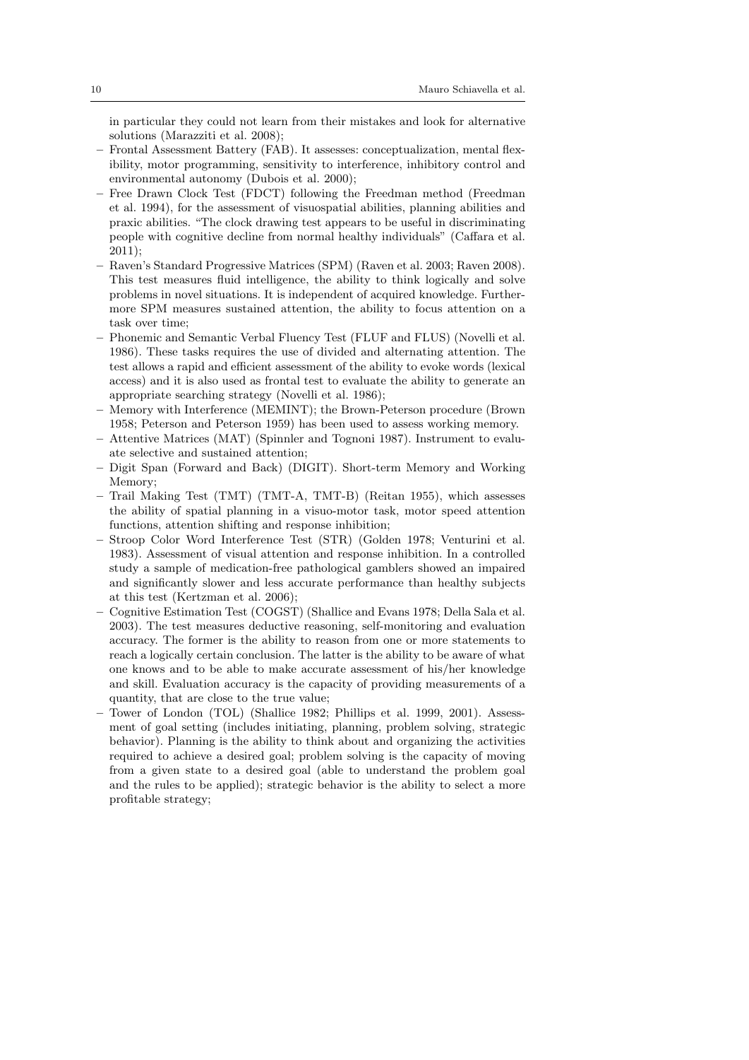in particular they could not learn from their mistakes and look for alternative solutions (Marazziti et al. 2008);

- Frontal Assessment Battery (FAB). It assesses: conceptualization, mental flexibility, motor programming, sensitivity to interference, inhibitory control and environmental autonomy (Dubois et al. 2000);
- Free Drawn Clock Test (FDCT) following the Freedman method (Freedman et al. 1994), for the assessment of visuospatial abilities, planning abilities and praxic abilities. "The clock drawing test appears to be useful in discriminating people with cognitive decline from normal healthy individuals" (Caffara et al. 2011);
- Raven's Standard Progressive Matrices (SPM) (Raven et al. 2003; Raven 2008). This test measures fluid intelligence, the ability to think logically and solve problems in novel situations. It is independent of acquired knowledge. Furthermore SPM measures sustained attention, the ability to focus attention on a task over time;
- Phonemic and Semantic Verbal Fluency Test (FLUF and FLUS) (Novelli et al. 1986). These tasks requires the use of divided and alternating attention. The test allows a rapid and efficient assessment of the ability to evoke words (lexical access) and it is also used as frontal test to evaluate the ability to generate an appropriate searching strategy (Novelli et al. 1986);
- Memory with Interference (MEMINT); the Brown-Peterson procedure (Brown 1958; Peterson and Peterson 1959) has been used to assess working memory.
- Attentive Matrices (MAT) (Spinnler and Tognoni 1987). Instrument to evaluate selective and sustained attention;
- Digit Span (Forward and Back) (DIGIT). Short-term Memory and Working Memory;
- Trail Making Test (TMT) (TMT-A, TMT-B) (Reitan 1955), which assesses the ability of spatial planning in a visuo-motor task, motor speed attention functions, attention shifting and response inhibition;
- Stroop Color Word Interference Test (STR) (Golden 1978; Venturini et al. 1983). Assessment of visual attention and response inhibition. In a controlled study a sample of medication-free pathological gamblers showed an impaired and significantly slower and less accurate performance than healthy subjects at this test (Kertzman et al. 2006);
- Cognitive Estimation Test (COGST) (Shallice and Evans 1978; Della Sala et al. 2003). The test measures deductive reasoning, self-monitoring and evaluation accuracy. The former is the ability to reason from one or more statements to reach a logically certain conclusion. The latter is the ability to be aware of what one knows and to be able to make accurate assessment of his/her knowledge and skill. Evaluation accuracy is the capacity of providing measurements of a quantity, that are close to the true value;
- Tower of London (TOL) (Shallice 1982; Phillips et al. 1999, 2001). Assessment of goal setting (includes initiating, planning, problem solving, strategic behavior). Planning is the ability to think about and organizing the activities required to achieve a desired goal; problem solving is the capacity of moving from a given state to a desired goal (able to understand the problem goal and the rules to be applied); strategic behavior is the ability to select a more profitable strategy;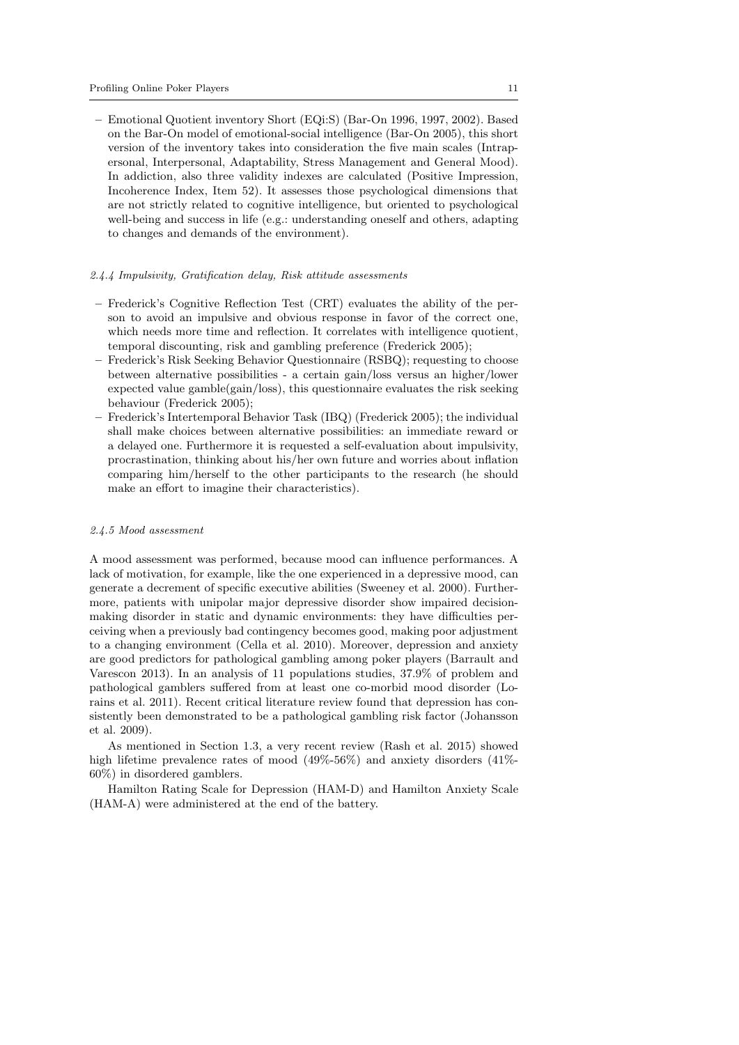– Emotional Quotient inventory Short (EQi:S) (Bar-On 1996, 1997, 2002). Based on the Bar-On model of emotional-social intelligence (Bar-On 2005), this short version of the inventory takes into consideration the five main scales (Intrapersonal, Interpersonal, Adaptability, Stress Management and General Mood). In addiction, also three validity indexes are calculated (Positive Impression, Incoherence Index, Item 52). It assesses those psychological dimensions that are not strictly related to cognitive intelligence, but oriented to psychological well-being and success in life (e.g.: understanding oneself and others, adapting to changes and demands of the environment).

#### *2.4.4 Impulsivity, Gratification delay, Risk attitude assessments*

– Frederick's Cognitive Reflection Test (CRT) evaluates the ability of the person to avoid an impulsive and obvious response in favor of the correct one, which needs more time and reflection. It correlates with intelligence quotient, temporal discounting, risk and gambling preference (Frederick 2005);
– Frederick's Risk Seeking Behavior Questionnaire (RSBQ); requesting to choose between alternative possibilities - a certain gain/loss versus an higher/lower expected value gamble(gain/loss), this questionnaire evaluates the risk seeking behaviour (Frederick 2005);
– Frederick's Intertemporal Behavior Task (IBQ) (Frederick 2005); the individual shall make choices between alternative possibilities: an immediate reward or a delayed one. Furthermore it is requested a self-evaluation about impulsivity, procrastination, thinking about his/her own future and worries about inflation comparing him/herself to the other participants to the research (he should make an effort to imagine their characteristics).

#### *2.4.5 Mood assessment*

A mood assessment was performed, because mood can influence performances. A lack of motivation, for example, like the one experienced in a depressive mood, can generate a decrement of specific executive abilities (Sweeney et al. 2000). Furthermore, patients with unipolar major depressive disorder show impaired decision-making disorder in static and dynamic environments: they have difficulties perceiving when a previously bad contingency becomes good, making poor adjustment to a changing environment (Cella et al. 2010). Moreover, depression and anxiety are good predictors for pathological gambling among poker players (Barrault and Varescon 2013). In an analysis of 11 populations studies, 37.9% of problem and pathological gamblers suffered from at least one co-morbid mood disorder (Lorains et al. 2011). Recent critical literature review found that depression has consistently been demonstrated to be a pathological gambling risk factor (Johansson et al. 2009).

As mentioned in Section 1.3, a very recent review (Rash et al. 2015) showed high lifetime prevalence rates of mood (49%-56%) and anxiety disorders (41%-60%) in disordered gamblers.

Hamilton Rating Scale for Depression (HAM-D) and Hamilton Anxiety Scale (HAM-A) were administered at the end of the battery.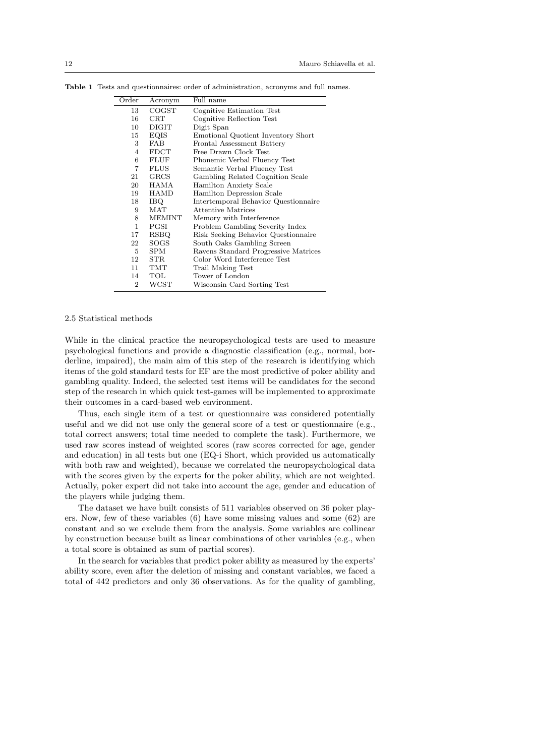**Table 1** Tests and questionnaires: order of administration, acronyms and full names.

| Order | Acronym | Full name |
|---|---|---|
| 13 | COGST | Cognitive Estimation Test |
| 16 | CRT | Cognitive Reflection Test |
| 10 | DIGIT | Digit Span |
| 15 | EQIS | Emotional Quotient Inventory Short |
| 3 | FAB | Frontal Assessment Battery |
| 4 | FDCT | Free Drawn Clock Test |
| 6 | FLUF | Phonemic Verbal Fluency Test |
| 7 | FLUS | Semantic Verbal Fluency Test |
| 21 | GRCS | Gambling Related Cognition Scale |
| 20 | HAMA | Hamilton Anxiety Scale |
| 19 | HAMD | Hamilton Depression Scale |
| 18 | IBQ | Intertemporal Behavior Questionnaire |
| 9 | MAT | Attentive Matrices |
| 8 | MEMINT | Memory with Interference |
| 1 | PGSI | Problem Gambling Severity Index |
| 17 | RSBQ | Risk Seeking Behavior Questionnaire |
| 22 | SOGS | South Oaks Gambling Screen |
| 5 | SPM | Ravens Standard Progressive Matrices |
| 12 | STR | Color Word Interference Test |
| 11 | TMT | Trail Making Test |
| 14 | TOL | Tower of London |
| 2 | WCST | Wisconsin Card Sorting Test |

### 2.5 Statistical methods

While in the clinical practice the neuropsychological tests are used to measure psychological functions and provide a diagnostic classification (e.g., normal, borderline, impaired), the main aim of this step of the research is identifying which items of the gold standard tests for EF are the most predictive of poker ability and gambling quality. Indeed, the selected test items will be candidates for the second step of the research in which quick test-games will be implemented to approximate their outcomes in a card-based web environment.

Thus, each single item of a test or questionnaire was considered potentially useful and we did not use only the general score of a test or questionnaire (e.g., total correct answers; total time needed to complete the task). Furthermore, we used raw scores instead of weighted scores (raw scores corrected for age, gender and education) in all tests but one (EQ-i Short, which provided us automatically with both raw and weighted), because we correlated the neuropsychological data with the scores given by the experts for the poker ability, which are not weighted. Actually, poker expert did not take into account the age, gender and education of the players while judging them.

The dataset we have built consists of 511 variables observed on 36 poker players. Now, few of these variables (6) have some missing values and some (62) are constant and so we exclude them from the analysis. Some variables are collinear by construction because built as linear combinations of other variables (e.g., when a total score is obtained as sum of partial scores).

In the search for variables that predict poker ability as measured by the experts' ability score, even after the deletion of missing and constant variables, we faced a total of 442 predictors and only 36 observations. As for the quality of gambling,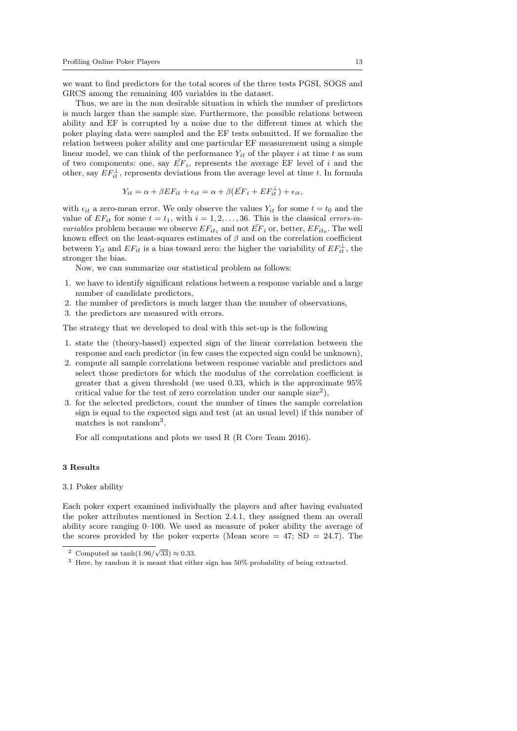we want to find predictors for the total scores of the three tests PGSI, SOGS and GRCS among the remaining 405 variables in the dataset.

Thus, we are in the non desirable situation in which the number of predictors is much larger than the sample size. Furthermore, the possible relations between ability and EF is corrupted by a noise due to the different times at which the poker playing data were sampled and the EF tests submitted. If we formalize the relation between poker ability and one particular EF measurement using a simple linear model, we can think of the performance $Y_{it}$ of the player $i$ at time $t$ as sum of two components: one, say $\bar{EF}_i$, represents the average EF level of $i$ and the other, say $EF_{it}^{\perp}$, represents deviations from the average level at time $t$. In formula

$$Y_{it} = \alpha + \beta EF_{it} + \epsilon_{it} = \alpha + \beta(\bar{EF}_i + EF_{it}^{\perp}) + \epsilon_{it},$$

with $\epsilon_{it}$ a zero-mean error. We only observe the values $Y_{it}$ for some $t = t_0$ and the value of $EF_{it}$ for some $t = t_1$, with $i = 1, 2, \ldots, 36$. This is the classical *errors-in-variables* problem because we observe $EF_{it_1}$ and not $\bar{EF}_i$ or, better, $EF_{it_0}$. The well known effect on the least-squares estimates of $\beta$ and on the correlation coefficient between $Y_{it}$ and $EF_{it}$ is a bias toward zero: the higher the variability of $EF_{it}^{\perp}$, the stronger the bias.

Now, we can summarize our statistical problem as follows:

1. we have to identify significant relations between a response variable and a large number of candidate predictors,
2. the number of predictors is much larger than the number of observations,
3. the predictors are measured with errors.

The strategy that we developed to deal with this set-up is the following

1. state the (theory-based) expected sign of the linear correlation between the response and each predictor (in few cases the expected sign could be unknown),
2. compute all sample correlations between response variable and predictors and select those predictors for which the modulus of the correlation coefficient is greater that a given threshold (we used 0.33, which is the approximate 95% critical value for the test of zero correlation under our sample size[2]),
3. for the selected predictors, count the number of times the sample correlation sign is equal to the expected sign and test (at an usual level) if this number of matches is not random[3].

For all computations and plots we used R (R Core Team 2016).

## 3 Results

### 3.1 Poker ability

Each poker expert examined individually the players and after having evaluated the poker attributes mentioned in Section 2.4.1, they assigned them an overall ability score ranging 0–100. We used as measure of poker ability the average of the scores provided by the poker experts (Mean score = 47; SD = 24.7). The

[2] Computed as $\tanh(1.96/\sqrt{33}) \approx 0.33$.

[3] Here, by random it is meant that either sign has 50% probability of being extracted.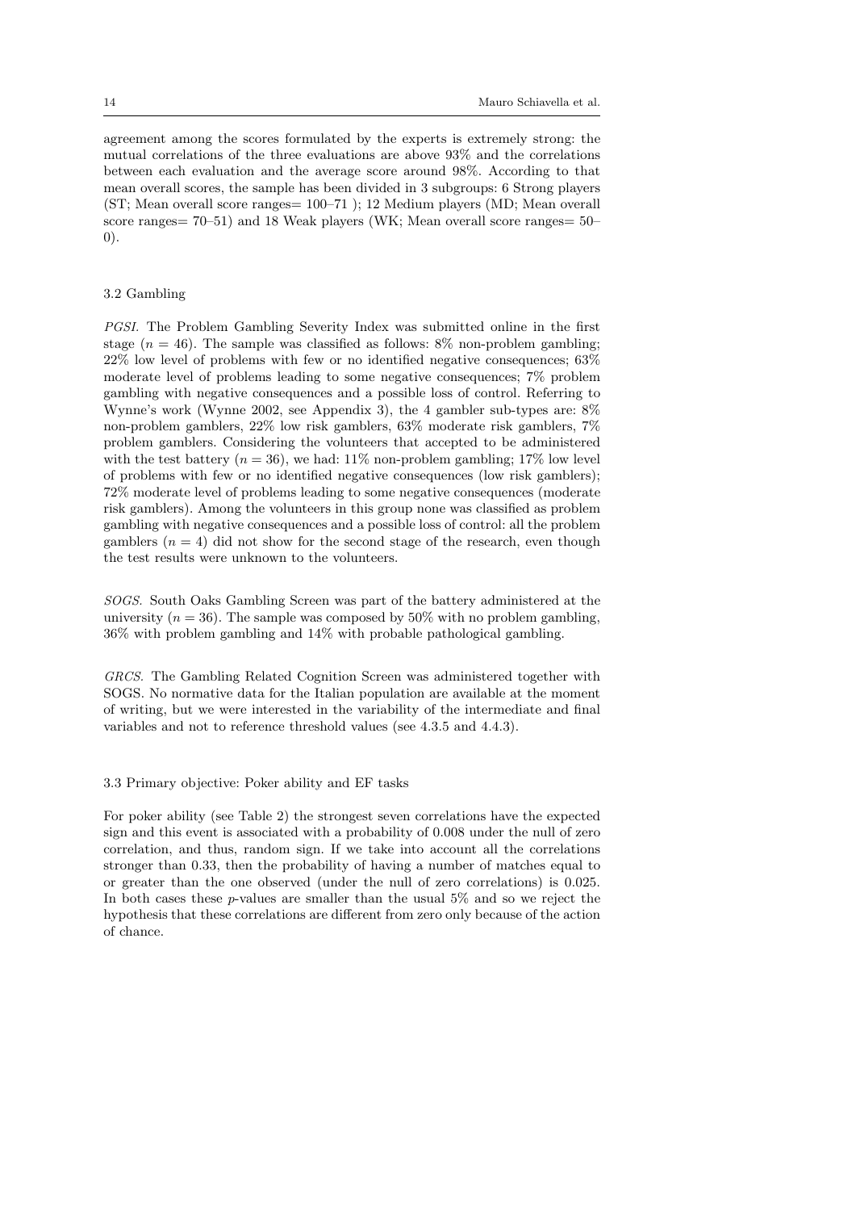agreement among the scores formulated by the experts is extremely strong: the mutual correlations of the three evaluations are above 93% and the correlations between each evaluation and the average score around 98%. According to that mean overall scores, the sample has been divided in 3 subgroups: 6 Strong players (ST; Mean overall score ranges= 100–71 ); 12 Medium players (MD; Mean overall score ranges= 70–51) and 18 Weak players (WK; Mean overall score ranges= 50–0).

### 3.2 Gambling

*PGSI.* The Problem Gambling Severity Index was submitted online in the first stage ($n = 46$). The sample was classified as follows: 8% non-problem gambling; 22% low level of problems with few or no identified negative consequences; 63% moderate level of problems leading to some negative consequences; 7% problem gambling with negative consequences and a possible loss of control. Referring to Wynne's work (Wynne 2002, see Appendix 3), the 4 gambler sub-types are: 8% non-problem gamblers, 22% low risk gamblers, 63% moderate risk gamblers, 7% problem gamblers. Considering the volunteers that accepted to be administered with the test battery ($n = 36$), we had: 11% non-problem gambling; 17% low level of problems with few or no identified negative consequences (low risk gamblers); 72% moderate level of problems leading to some negative consequences (moderate risk gamblers). Among the volunteers in this group none was classified as problem gambling with negative consequences and a possible loss of control: all the problem gamblers ($n = 4$) did not show for the second stage of the research, even though the test results were unknown to the volunteers.

*SOGS.* South Oaks Gambling Screen was part of the battery administered at the university ($n = 36$). The sample was composed by 50% with no problem gambling, 36% with problem gambling and 14% with probable pathological gambling.

*GRCS.* The Gambling Related Cognition Screen was administered together with SOGS. No normative data for the Italian population are available at the moment of writing, but we were interested in the variability of the intermediate and final variables and not to reference threshold values (see 4.3.5 and 4.4.3).

### 3.3 Primary objective: Poker ability and EF tasks

For poker ability (see Table 2) the strongest seven correlations have the expected sign and this event is associated with a probability of 0.008 under the null of zero correlation, and thus, random sign. If we take into account all the correlations stronger than 0.33, then the probability of having a number of matches equal to or greater than the one observed (under the null of zero correlations) is 0.025. In both cases these $p$-values are smaller than the usual 5% and so we reject the hypothesis that these correlations are different from zero only because of the action of chance.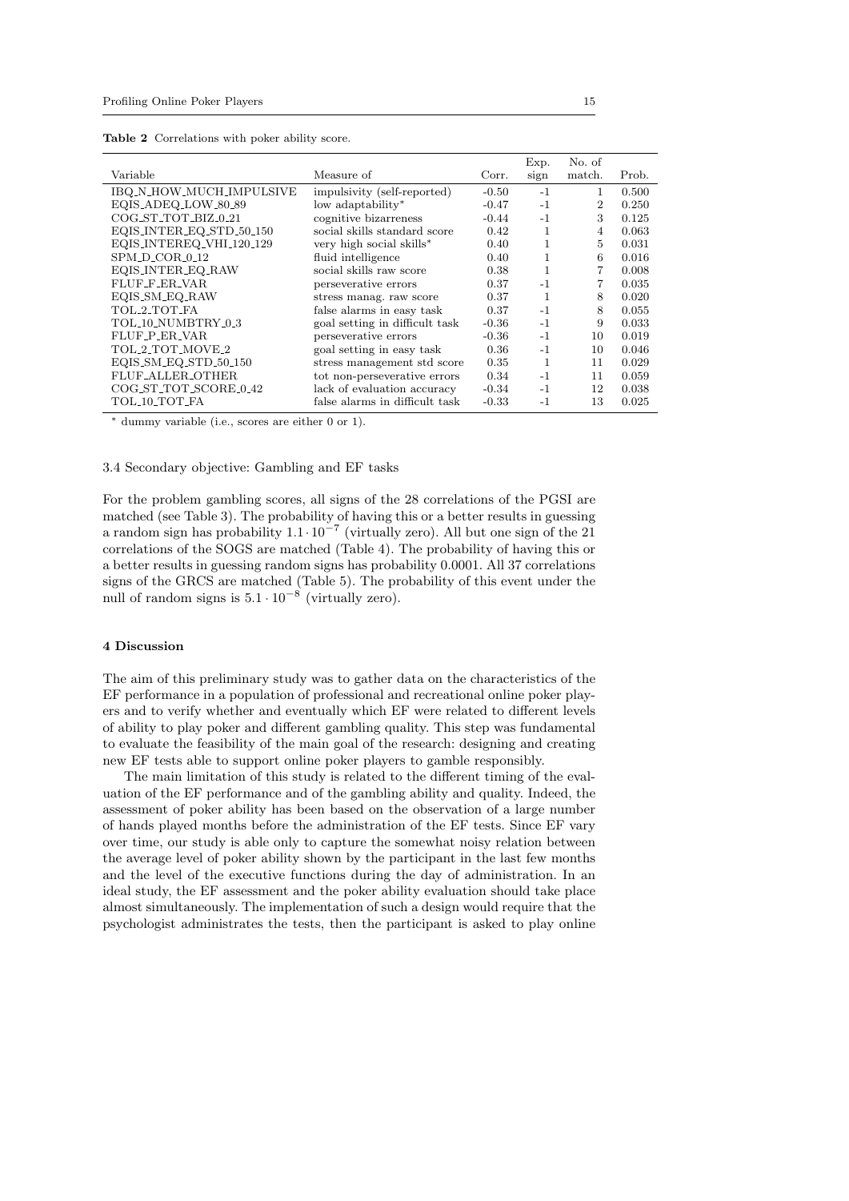**Table 2** Correlations with poker ability score.

| Variable | Measure of | Corr. | Exp. sign | No. of match. | Prob. |
|---|---|---|---|---|---|
| IBQ_N_HOW_MUCH_IMPULSIVE | impulsivity (self-reported) | -0.50 | -1 | 1 | 0.500 |
| EQIS_ADEQ_LOW_80_89 | low adaptability* | -0.47 | -1 | 2 | 0.250 |
| COG_ST_TOT_BIZ_0_21 | cognitive bizarreness | -0.44 | -1 | 3 | 0.125 |
| EQIS_INTER_EQ_STD_50_150 | social skills standard score | 0.42 | 1 | 4 | 0.063 |
| EQIS_INTEREQ_VHI_120_129 | very high social skills* | 0.40 | 1 | 5 | 0.031 |
| SPM_D_COR_0_12 | fluid intelligence | 0.40 | 1 | 6 | 0.016 |
| EQIS_INTER_EQ_RAW | social skills raw score | 0.38 | 1 | 7 | 0.008 |
| FLUF_F_ER_VAR | perseverative errors | 0.37 | -1 | 7 | 0.035 |
| EQIS_SM_EQ_RAW | stress manag. raw score | 0.37 | 1 | 8 | 0.020 |
| TOL_2_TOT_FA | false alarms in easy task | 0.37 | -1 | 8 | 0.055 |
| TOL_10_NUMBTRY_0_3 | goal setting in difficult task | -0.36 | -1 | 9 | 0.033 |
| FLUF_P_ER_VAR | perseverative errors | -0.36 | -1 | 10 | 0.019 |
| TOL_2_TOT_MOVE_2 | goal setting in easy task | 0.36 | -1 | 10 | 0.046 |
| EQIS_SM_EQ_STD_50_150 | stress management std score | 0.35 | 1 | 11 | 0.029 |
| FLUF_ALLER_OTHER | tot non-perseverative errors | 0.34 | -1 | 11 | 0.059 |
| COG_ST_TOT_SCORE_0_42 | lack of evaluation accuracy | -0.34 | -1 | 12 | 0.038 |
| TOL_10_TOT_FA | false alarms in difficult task | -0.33 | -1 | 13 | 0.025 |

* dummy variable (i.e., scores are either 0 or 1).

### 3.4 Secondary objective: Gambling and EF tasks

For the problem gambling scores, all signs of the 28 correlations of the PGSI are matched (see Table 3). The probability of having this or a better results in guessing a random sign has probability $1.1 \cdot 10^{-7}$ (virtually zero). All but one sign of the 21 correlations of the SOGS are matched (Table 4). The probability of having this or a better results in guessing random signs has probability 0.0001. All 37 correlations signs of the GRCS are matched (Table 5). The probability of this event under the null of random signs is $5.1 \cdot 10^{-8}$ (virtually zero).

## 4 Discussion

The aim of this preliminary study was to gather data on the characteristics of the EF performance in a population of professional and recreational online poker players and to verify whether and eventually which EF were related to different levels of ability to play poker and different gambling quality. This step was fundamental to evaluate the feasibility of the main goal of the research: designing and creating new EF tests able to support online poker players to gamble responsibly.

The main limitation of this study is related to the different timing of the evaluation of the EF performance and of the gambling ability and quality. Indeed, the assessment of poker ability has been based on the observation of a large number of hands played months before the administration of the EF tests. Since EF vary over time, our study is able only to capture the somewhat noisy relation between the average level of poker ability shown by the participant in the last few months and the level of the executive functions during the day of administration. In an ideal study, the EF assessment and the poker ability evaluation should take place almost simultaneously. The implementation of such a design would require that the psychologist administrates the tests, then the participant is asked to play online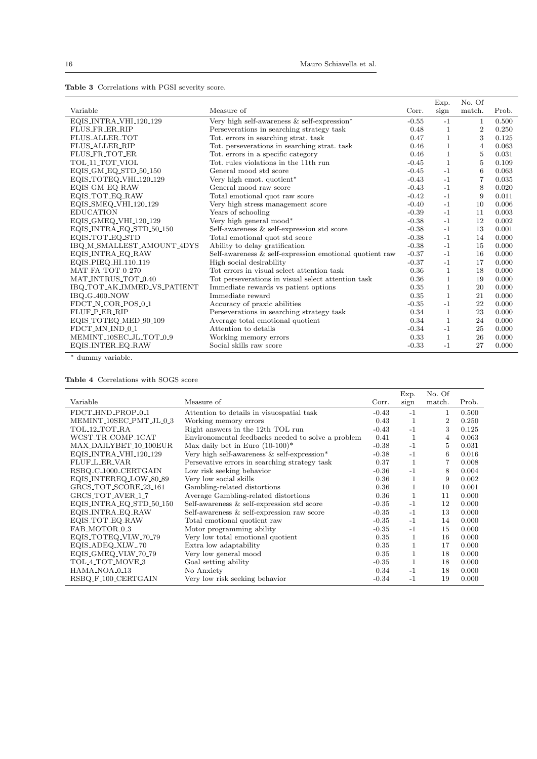**Table 3** Correlations with PGSI severity score.

| Variable | Measure of | Corr. | Exp. sign | No. Of match. | Prob. |
|---|---|---|---|---|---|
| EQIS_INTRA_VHI_120_129 | Very high self-awareness & self-expression* | -0.55 | -1 | 1 | 0.500 |
| FLUS_FR_ER_RIP | Perseverations in searching strategy task | 0.48 | 1 | 2 | 0.250 |
| FLUS_ALLER_TOT | Tot. errors in searching strat. task | 0.47 | 1 | 3 | 0.125 |
| FLUS_ALLER_RIP | Tot. perseverations in searching strat. task | 0.46 | 1 | 4 | 0.063 |
| FLUS_FR_TOT_ER | Tot. errors in a specific category | 0.46 | 1 | 5 | 0.031 |
| TOL_11_TOT_VIOL | Tot. rules violations in the 11th run | -0.45 | 1 | 5 | 0.109 |
| EQIS_GM_EQ_STD_50_150 | General mood std score | -0.45 | -1 | 6 | 0.063 |
| EQIS_TOTEQ_VHI_120_129 | Very high emot. quotient* | -0.43 | -1 | 7 | 0.035 |
| EQIS_GM_EQ_RAW | General mood raw score | -0.43 | -1 | 8 | 0.020 |
| EQIS_TOT_EQ_RAW | Total emotional quot raw score | -0.42 | -1 | 9 | 0.011 |
| EQIS_SMEQ_VHI_120_129 | Very high stress management score | -0.40 | -1 | 10 | 0.006 |
| EDUCATION | Years of schooling | -0.39 | -1 | 11 | 0.003 |
| EQIS_GMEQ_VHI_120_129 | Very high general mood* | -0.38 | -1 | 12 | 0.002 |
| EQIS_INTRA_EQ_STD_50_150 | Self-awareness & self-expression std score | -0.38 | -1 | 13 | 0.001 |
| EQIS_TOT_EQ_STD | Total emotional quot std score | -0.38 | -1 | 14 | 0.000 |
| IBQ_M_SMALLEST_AMOUNT_4DYS | Ability to delay gratification | -0.38 | -1 | 15 | 0.000 |
| EQIS_INTRA_EQ_RAW | Self-awareness & self-expression emotional quotient raw | -0.37 | -1 | 16 | 0.000 |
| EQIS_PIEQ_HI_110_119 | High social desirability | -0.37 | -1 | 17 | 0.000 |
| MAT_FA_TOT_0_270 | Tot errors in visual select attention task | 0.36 | 1 | 18 | 0.000 |
| MAT_INTRUS_TOT_0_40 | Tot perseverations in visual select attention task | 0.36 | 1 | 19 | 0.000 |
| IBQ_TOT_AK_IMMED_VS_PATIENT | Immediate rewards vs patient options | 0.35 | 1 | 20 | 0.000 |
| IBQ_G_400_NOW | Immediate reward | 0.35 | 1 | 21 | 0.000 |
| FDCT_N_COR_POS_0_1 | Accuracy of praxic abilities | -0.35 | -1 | 22 | 0.000 |
| FLUF_P_ER_RIP | Perseverations in searching strategy task | 0.34 | 1 | 23 | 0.000 |
| EQIS_TOTEQ_MED_90_109 | Average total emotional quotient | 0.34 | 1 | 24 | 0.000 |
| FDCT_MN_IND_0_1 | Attention to details | -0.34 | -1 | 25 | 0.000 |
| MEMINT_10SEC_JL_TOT_0_9 | Working memory errors | 0.33 | 1 | 26 | 0.000 |
| EQIS_INTER_EQ_RAW | Social skills raw score | -0.33 | -1 | 27 | 0.000 |

* dummy variable.

**Table 4** Correlations with SOGS score

| Variable | Measure of | Corr. | Exp. sign | No. Of match. | Prob. |
|---|---|---|---|---|---|
| FDCT_HND_PROP_0_1 | Attention to details in visuospatial task | -0.43 | -1 | 1 | 0.500 |
| MEMINT_10SEC_PMT_JL_0_3 | Working memory errors | 0.43 | 1 | 2 | 0.250 |
| TOL_12_TOT_RA | Right answers in the 12th TOL run | -0.43 | -1 | 3 | 0.125 |
| WCST_TR_COMP_1CAT | Environomental feedbacks needed to solve a problem | 0.41 | 1 | 4 | 0.063 |
| MAX_DAILYBET_10_100EUR | Max daily bet in Euro (10-100)* | -0.38 | -1 | 5 | 0.031 |
| EQIS_INTRA_VHI_120_129 | Very high self-awareness & self-expression* | -0.38 | -1 | 6 | 0.016 |
| FLUF_L_ER_VAR | Persevative errors in searching strategy task | 0.37 | 1 | 7 | 0.008 |
| RSBQ_C_1000_CERTGAIN | Low risk seeking behavior | -0.36 | -1 | 8 | 0.004 |
| EQIS_INTEREQ_LOW_80_89 | Very low social skills | 0.36 | 1 | 9 | 0.002 |
| GRCS_TOT_SCORE_23_161 | Gambling-related distortions | 0.36 | 1 | 10 | 0.001 |
| GRCS_TOT_AVER_1_7 | Average Gambling-related distortions | 0.36 | 1 | 11 | 0.000 |
| EQIS_INTRA_EQ_STD_50_150 | Self-awareness & self-expression std score | -0.35 | -1 | 12 | 0.000 |
| EQIS_INTRA_EQ_RAW | Self-awareness & self-expression raw score | -0.35 | -1 | 13 | 0.000 |
| EQIS_TOT_EQ_RAW | Total emotional quotient raw | -0.35 | -1 | 14 | 0.000 |
| FAB_MOTOR_0_3 | Motor programming ability | -0.35 | -1 | 15 | 0.000 |
| EQIS_TOTEQ_VLW_70_79 | Very low total emotional quotient | 0.35 | 1 | 16 | 0.000 |
| EQIS_ADEQ_XLW_.70 | Extra low adaptability | 0.35 | 1 | 17 | 0.000 |
| EQIS_GMEQ_VLW_70_79 | Very low general mood | 0.35 | 1 | 18 | 0.000 |
| TOL_4_TOT_MOVE_3 | Goal setting ability | -0.35 | 1 | 18 | 0.000 |
| HAMA_NOA_0_13 | No Anxiety | 0.34 | -1 | 18 | 0.000 |
| RSBQ_F_100_CERTGAIN | Very low risk seeking behavior | -0.34 | -1 | 19 | 0.000 |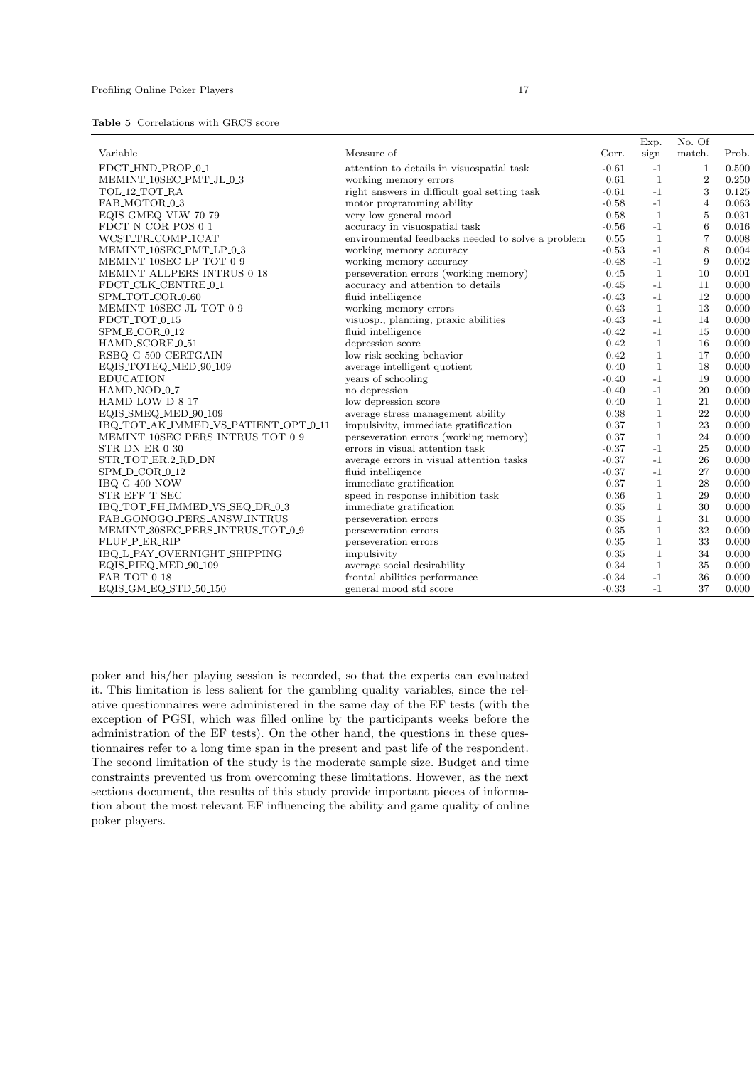**Table 5** Correlations with GRCS score

| Variable | Measure of | Corr. | Exp. sign | No. Of match. | Prob. |
|---|---|---|---|---|---|
| FDCT_HND_PROP_0_1 | attention to details in visuospatial task | -0.61 | -1 | 1 | 0.500 |
| MEMINT_10SEC_PMT_JL_0_3 | working memory errors | 0.61 | 1 | 2 | 0.250 |
| TOL_12_TOT_RA | right answers in difficult goal setting task | -0.61 | -1 | 3 | 0.125 |
| FAB_MOTOR_0_3 | motor programming ability | -0.58 | -1 | 4 | 0.063 |
| EQIS_GMEQ_VLW_70_79 | very low general mood | 0.58 | 1 | 5 | 0.031 |
| FDCT_N_COR_POS_0_1 | accuracy in visuospatial task | -0.56 | -1 | 6 | 0.016 |
| WCST_TR_COMP_1CAT | environmental feedbacks needed to solve a problem | 0.55 | 1 | 7 | 0.008 |
| MEMINT_10SEC_PMT_LP_0_3 | working memory accuracy | -0.53 | -1 | 8 | 0.004 |
| MEMINT_10SEC_LP_TOT_0_9 | working memory accuracy | -0.48 | -1 | 9 | 0.002 |
| MEMINT_ALLPERS_INTRUS_0_18 | perseveration errors (working memory) | 0.45 | 1 | 10 | 0.001 |
| FDCT_CLK_CENTRE_0_1 | accuracy and attention to details | -0.45 | -1 | 11 | 0.000 |
| SPM_TOT_COR_0_60 | fluid intelligence | -0.43 | -1 | 12 | 0.000 |
| MEMINT_10SEC_JL_TOT_0_9 | working memory errors | 0.43 | 1 | 13 | 0.000 |
| FDCT_TOT_0_15 | visuosp., planning, praxic abilities | -0.43 | -1 | 14 | 0.000 |
| SPM_E_COR_0_12 | fluid intelligence | -0.42 | -1 | 15 | 0.000 |
| HAMD_SCORE_0_51 | depression score | 0.42 | 1 | 16 | 0.000 |
| RSBQ_G_500_CERTGAIN | low risk seeking behavior | 0.42 | 1 | 17 | 0.000 |
| EQIS_TOTEQ_MED_90_109 | average intelligent quotient | 0.40 | 1 | 18 | 0.000 |
| EDUCATION | years of schooling | -0.40 | -1 | 19 | 0.000 |
| HAMD_NOD_0_7 | no depression | -0.40 | -1 | 20 | 0.000 |
| HAMD_LOW_D_8_17 | low depression score | 0.40 | 1 | 21 | 0.000 |
| EQIS_SMEQ_MED_90_109 | average stress management ability | 0.38 | 1 | 22 | 0.000 |
| IBQ_TOT_AK_IMMED_VS_PATIENT_OPT_0_11 | impulsivity, immediate gratification | 0.37 | 1 | 23 | 0.000 |
| MEMINT_10SEC_PERS_INTRUS_TOT_0_9 | perseveration errors (working memory) | 0.37 | 1 | 24 | 0.000 |
| STR_DN_ER_0_30 | errors in visual attention task | -0.37 | -1 | 25 | 0.000 |
| STR_TOT_ER.2_RD_DN | average errors in visual attention tasks | -0.37 | -1 | 26 | 0.000 |
| SPM_D_COR_0_12 | fluid intelligence | -0.37 | -1 | 27 | 0.000 |
| IBQ_G_400_NOW | immediate gratification | 0.37 | 1 | 28 | 0.000 |
| STR_EFF_T_SEC | speed in response inhibition task | 0.36 | 1 | 29 | 0.000 |
| IBQ_TOT_FH_IMMED_VS_SEQ_DR_0_3 | immediate gratification | 0.35 | 1 | 30 | 0.000 |
| FAB_GONOGO_PERS_ANSW_INTRUS | perseveration errors | 0.35 | 1 | 31 | 0.000 |
| MEMINT_30SEC_PERS_INTRUS_TOT_0_9 | perseveration errors | 0.35 | 1 | 32 | 0.000 |
| FLUF_P_ER_RIP | perseveration errors | 0.35 | 1 | 33 | 0.000 |
| IBQ_L_PAY_OVERNIGHT_SHIPPING | impulsivity | 0.35 | 1 | 34 | 0.000 |
| EQIS_PIEQ_MED_90_109 | average social desirability | 0.34 | 1 | 35 | 0.000 |
| FAB_TOT_0_18 | frontal abilities performance | -0.34 | -1 | 36 | 0.000 |
| EQIS_GM_EQ_STD_50_150 | general mood std score | -0.33 | -1 | 37 | 0.000 |

poker and his/her playing session is recorded, so that the experts can evaluated it. This limitation is less salient for the gambling quality variables, since the relative questionnaires were administered in the same day of the EF tests (with the exception of PGSI, which was filled online by the participants weeks before the administration of the EF tests). On the other hand, the questions in these questionnaires refer to a long time span in the present and past life of the respondent. The second limitation of the study is the moderate sample size. Budget and time constraints prevented us from overcoming these limitations. However, as the next sections document, the results of this study provide important pieces of information about the most relevant EF influencing the ability and game quality of online poker players.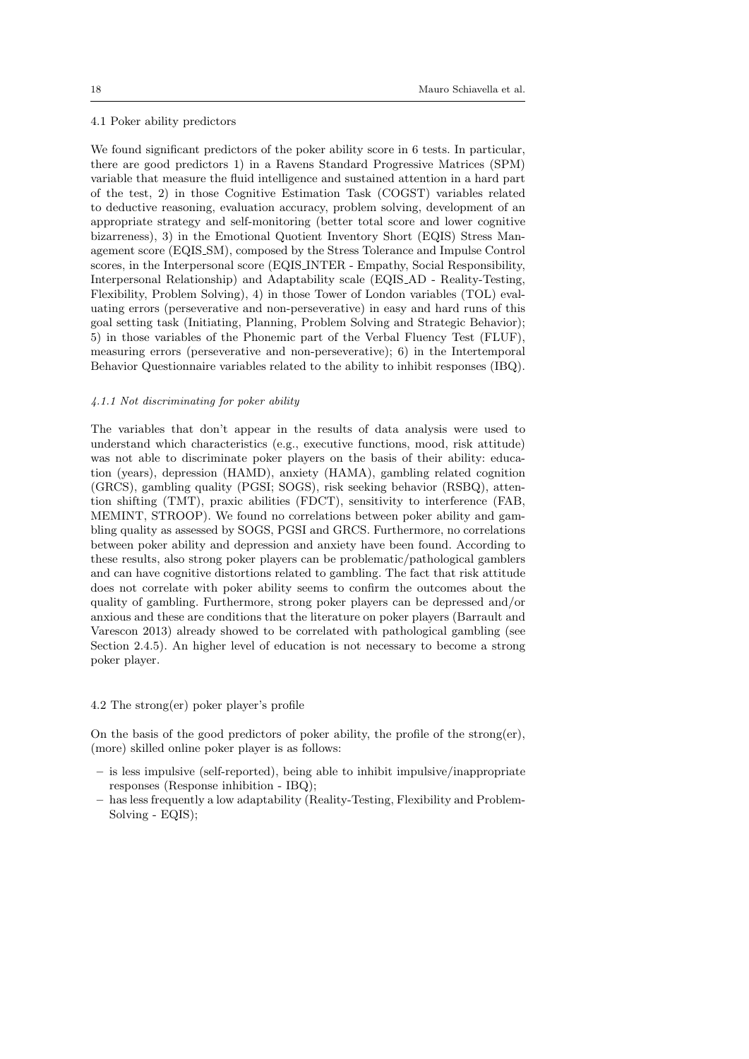### 4.1 Poker ability predictors

We found significant predictors of the poker ability score in 6 tests. In particular, there are good predictors 1) in a Ravens Standard Progressive Matrices (SPM) variable that measure the fluid intelligence and sustained attention in a hard part of the test, 2) in those Cognitive Estimation Task (COGST) variables related to deductive reasoning, evaluation accuracy, problem solving, development of an appropriate strategy and self-monitoring (better total score and lower cognitive bizarreness), 3) in the Emotional Quotient Inventory Short (EQIS) Stress Management score (EQIS_SM), composed by the Stress Tolerance and Impulse Control scores, in the Interpersonal score (EQIS_INTER - Empathy, Social Responsibility, Interpersonal Relationship) and Adaptability scale (EQIS_AD - Reality-Testing, Flexibility, Problem Solving), 4) in those Tower of London variables (TOL) evaluating errors (perseverative and non-perseverative) in easy and hard runs of this goal setting task (Initiating, Planning, Problem Solving and Strategic Behavior); 5) in those variables of the Phonemic part of the Verbal Fluency Test (FLUF), measuring errors (perseverative and non-perseverative); 6) in the Intertemporal Behavior Questionnaire variables related to the ability to inhibit responses (IBQ).

#### *4.1.1 Not discriminating for poker ability*

The variables that don't appear in the results of data analysis were used to understand which characteristics (e.g., executive functions, mood, risk attitude) was not able to discriminate poker players on the basis of their ability: education (years), depression (HAMD), anxiety (HAMA), gambling related cognition (GRCS), gambling quality (PGSI; SOGS), risk seeking behavior (RSBQ), attention shifting (TMT), praxic abilities (FDCT), sensitivity to interference (FAB, MEMINT, STROOP). We found no correlations between poker ability and gambling quality as assessed by SOGS, PGSI and GRCS. Furthermore, no correlations between poker ability and depression and anxiety have been found. According to these results, also strong poker players can be problematic/pathological gamblers and can have cognitive distortions related to gambling. The fact that risk attitude does not correlate with poker ability seems to confirm the outcomes about the quality of gambling. Furthermore, strong poker players can be depressed and/or anxious and these are conditions that the literature on poker players (Barrault and Varescon 2013) already showed to be correlated with pathological gambling (see Section 2.4.5). An higher level of education is not necessary to become a strong poker player.

### 4.2 The strong(er) poker player's profile

On the basis of the good predictors of poker ability, the profile of the strong(er), (more) skilled online poker player is as follows:

- is less impulsive (self-reported), being able to inhibit impulsive/inappropriate responses (Response inhibition - IBQ);
- has less frequently a low adaptability (Reality-Testing, Flexibility and Problem-Solving - EQIS);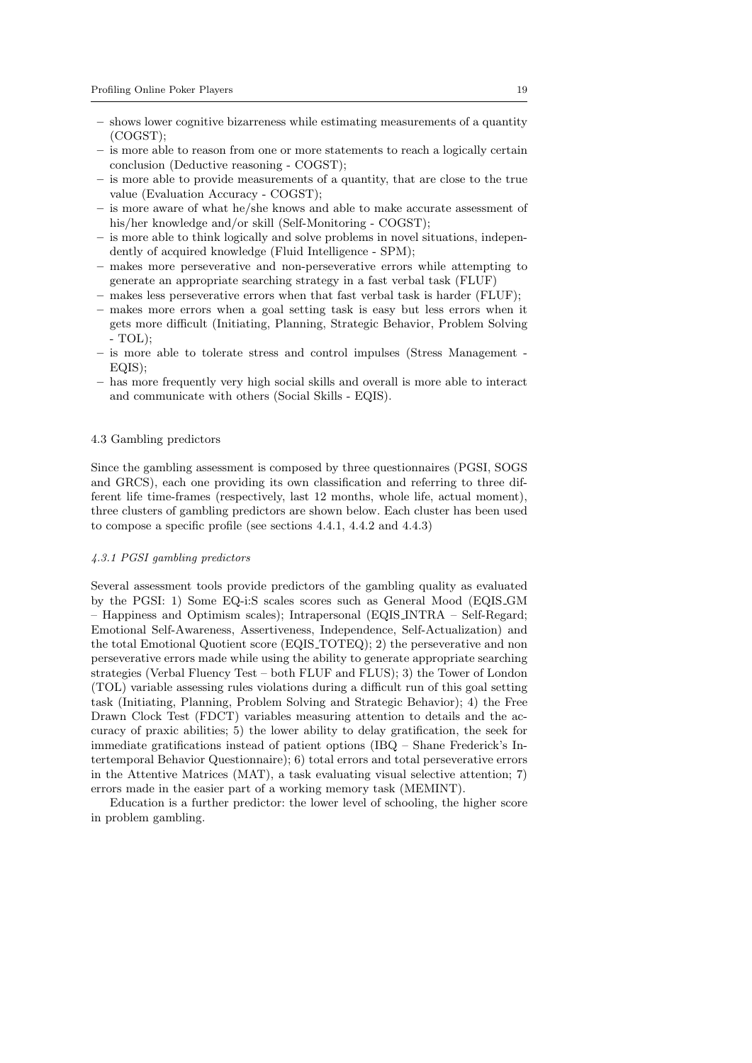- shows lower cognitive bizarreness while estimating measurements of a quantity (COGST);
- is more able to reason from one or more statements to reach a logically certain conclusion (Deductive reasoning - COGST);
- is more able to provide measurements of a quantity, that are close to the true value (Evaluation Accuracy - COGST);
- is more aware of what he/she knows and able to make accurate assessment of his/her knowledge and/or skill (Self-Monitoring - COGST);
- is more able to think logically and solve problems in novel situations, independently of acquired knowledge (Fluid Intelligence - SPM);
- makes more perseverative and non-perseverative errors while attempting to generate an appropriate searching strategy in a fast verbal task (FLUF)
- makes less perseverative errors when that fast verbal task is harder (FLUF);
- makes more errors when a goal setting task is easy but less errors when it gets more difficult (Initiating, Planning, Strategic Behavior, Problem Solving - TOL);
- is more able to tolerate stress and control impulses (Stress Management - EQIS);
- has more frequently very high social skills and overall is more able to interact and communicate with others (Social Skills - EQIS).

### 4.3 Gambling predictors

Since the gambling assessment is composed by three questionnaires (PGSI, SOGS and GRCS), each one providing its own classification and referring to three different life time-frames (respectively, last 12 months, whole life, actual moment), three clusters of gambling predictors are shown below. Each cluster has been used to compose a specific profile (see sections 4.4.1, 4.4.2 and 4.4.3)

#### *4.3.1 PGSI gambling predictors*

Several assessment tools provide predictors of the gambling quality as evaluated by the PGSI: 1) Some EQ-i:S scales scores such as General Mood (EQIS_GM – Happiness and Optimism scales); Intrapersonal (EQIS_INTRA – Self-Regard; Emotional Self-Awareness, Assertiveness, Independence, Self-Actualization) and the total Emotional Quotient score (EQIS_TOTEQ); 2) the perseverative and non perseverative errors made while using the ability to generate appropriate searching strategies (Verbal Fluency Test – both FLUF and FLUS); 3) the Tower of London (TOL) variable assessing rules violations during a difficult run of this goal setting task (Initiating, Planning, Problem Solving and Strategic Behavior); 4) the Free Drawn Clock Test (FDCT) variables measuring attention to details and the accuracy of praxic abilities; 5) the lower ability to delay gratification, the seek for immediate gratifications instead of patient options (IBQ – Shane Frederick's Intertemporal Behavior Questionnaire); 6) total errors and total perseverative errors in the Attentive Matrices (MAT), a task evaluating visual selective attention; 7) errors made in the easier part of a working memory task (MEMINT).

Education is a further predictor: the lower level of schooling, the higher score in problem gambling.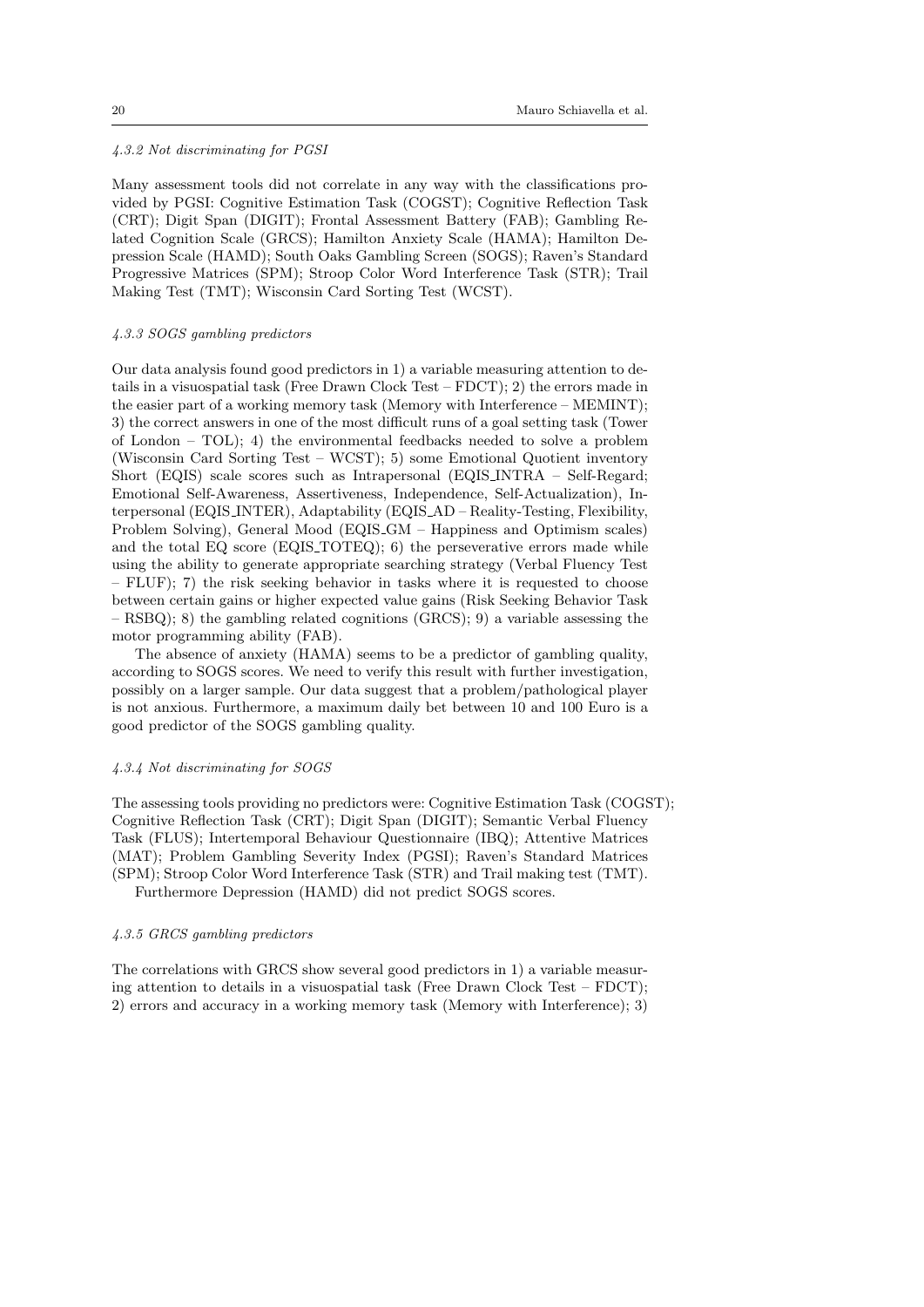#### 4.3.2 Not discriminating for PGSI

Many assessment tools did not correlate in any way with the classifications provided by PGSI: Cognitive Estimation Task (COGST); Cognitive Reflection Task (CRT); Digit Span (DIGIT); Frontal Assessment Battery (FAB); Gambling Related Cognition Scale (GRCS); Hamilton Anxiety Scale (HAMA); Hamilton Depression Scale (HAMD); South Oaks Gambling Screen (SOGS); Raven's Standard Progressive Matrices (SPM); Stroop Color Word Interference Task (STR); Trail Making Test (TMT); Wisconsin Card Sorting Test (WCST).

#### 4.3.3 SOGS gambling predictors

Our data analysis found good predictors in 1) a variable measuring attention to details in a visuospatial task (Free Drawn Clock Test – FDCT); 2) the errors made in the easier part of a working memory task (Memory with Interference – MEMINT); 3) the correct answers in one of the most difficult runs of a goal setting task (Tower of London – TOL); 4) the environmental feedbacks needed to solve a problem (Wisconsin Card Sorting Test – WCST); 5) some Emotional Quotient inventory Short (EQIS) scale scores such as Intrapersonal (EQIS_INTRA – Self-Regard; Emotional Self-Awareness, Assertiveness, Independence, Self-Actualization), Interpersonal (EQIS_INTER), Adaptability (EQIS_AD – Reality-Testing, Flexibility, Problem Solving), General Mood (EQIS_GM – Happiness and Optimism scales) and the total EQ score (EQIS_TOTEQ); 6) the perseverative errors made while using the ability to generate appropriate searching strategy (Verbal Fluency Test – FLUF); 7) the risk seeking behavior in tasks where it is requested to choose between certain gains or higher expected value gains (Risk Seeking Behavior Task – RSBQ); 8) the gambling related cognitions (GRCS); 9) a variable assessing the motor programming ability (FAB).

The absence of anxiety (HAMA) seems to be a predictor of gambling quality, according to SOGS scores. We need to verify this result with further investigation, possibly on a larger sample. Our data suggest that a problem/pathological player is not anxious. Furthermore, a maximum daily bet between 10 and 100 Euro is a good predictor of the SOGS gambling quality.

#### 4.3.4 Not discriminating for SOGS

The assessing tools providing no predictors were: Cognitive Estimation Task (COGST); Cognitive Reflection Task (CRT); Digit Span (DIGIT); Semantic Verbal Fluency Task (FLUS); Intertemporal Behaviour Questionnaire (IBQ); Attentive Matrices (MAT); Problem Gambling Severity Index (PGSI); Raven's Standard Matrices (SPM); Stroop Color Word Interference Task (STR) and Trail making test (TMT).

Furthermore Depression (HAMD) did not predict SOGS scores.

#### 4.3.5 GRCS gambling predictors

The correlations with GRCS show several good predictors in 1) a variable measuring attention to details in a visuospatial task (Free Drawn Clock Test – FDCT); 2) errors and accuracy in a working memory task (Memory with Interference); 3)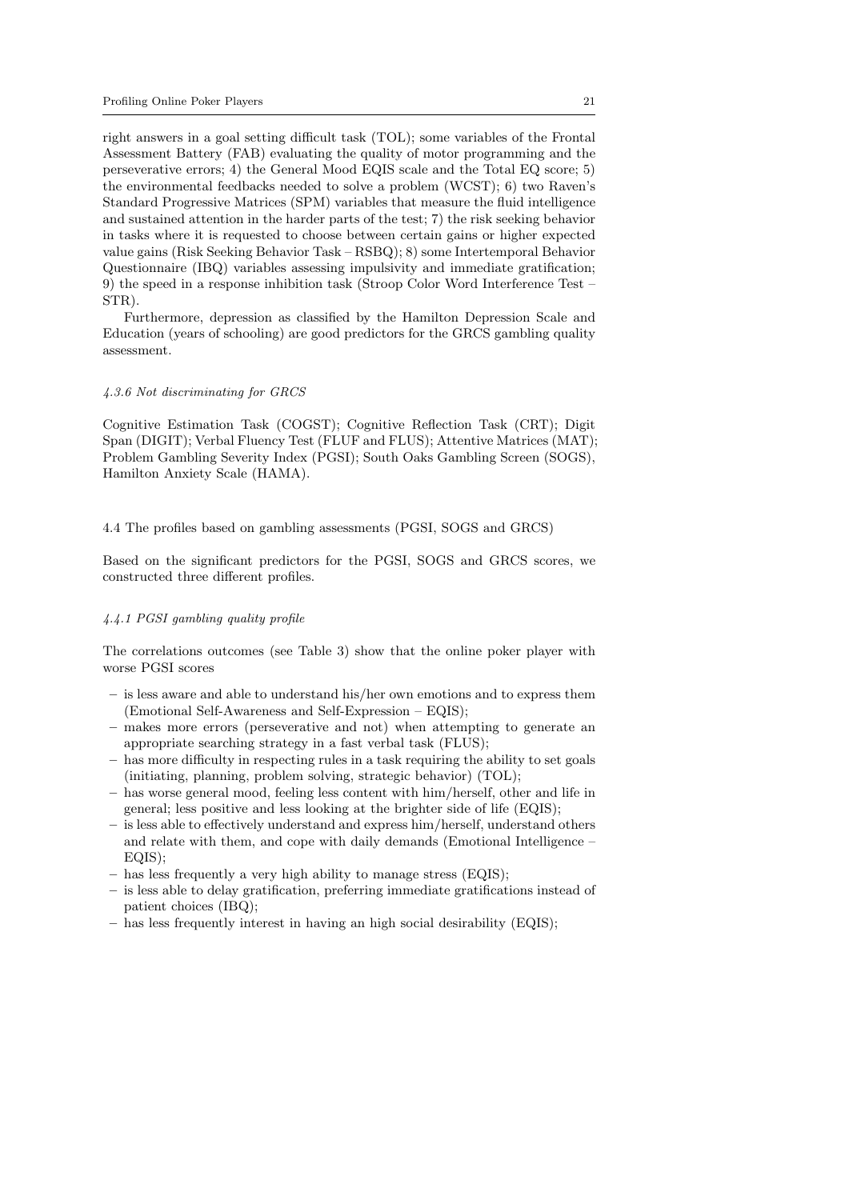right answers in a goal setting difficult task (TOL); some variables of the Frontal Assessment Battery (FAB) evaluating the quality of motor programming and the perseverative errors; 4) the General Mood EQIS scale and the Total EQ score; 5) the environmental feedbacks needed to solve a problem (WCST); 6) two Raven's Standard Progressive Matrices (SPM) variables that measure the fluid intelligence and sustained attention in the harder parts of the test; 7) the risk seeking behavior in tasks where it is requested to choose between certain gains or higher expected value gains (Risk Seeking Behavior Task – RSBQ); 8) some Intertemporal Behavior Questionnaire (IBQ) variables assessing impulsivity and immediate gratification; 9) the speed in a response inhibition task (Stroop Color Word Interference Test – STR).

Furthermore, depression as classified by the Hamilton Depression Scale and Education (years of schooling) are good predictors for the GRCS gambling quality assessment.

#### *4.3.6 Not discriminating for GRCS*

Cognitive Estimation Task (COGST); Cognitive Reflection Task (CRT); Digit Span (DIGIT); Verbal Fluency Test (FLUF and FLUS); Attentive Matrices (MAT); Problem Gambling Severity Index (PGSI); South Oaks Gambling Screen (SOGS), Hamilton Anxiety Scale (HAMA).

### 4.4 The profiles based on gambling assessments (PGSI, SOGS and GRCS)

Based on the significant predictors for the PGSI, SOGS and GRCS scores, we constructed three different profiles.

#### *4.4.1 PGSI gambling quality profile*

The correlations outcomes (see Table 3) show that the online poker player with worse PGSI scores

- is less aware and able to understand his/her own emotions and to express them (Emotional Self-Awareness and Self-Expression – EQIS);
- makes more errors (perseverative and not) when attempting to generate an appropriate searching strategy in a fast verbal task (FLUS);
- has more difficulty in respecting rules in a task requiring the ability to set goals (initiating, planning, problem solving, strategic behavior) (TOL);
- has worse general mood, feeling less content with him/herself, other and life in general; less positive and less looking at the brighter side of life (EQIS);
- is less able to effectively understand and express him/herself, understand others and relate with them, and cope with daily demands (Emotional Intelligence – EQIS);
- has less frequently a very high ability to manage stress (EQIS);
- is less able to delay gratification, preferring immediate gratifications instead of patient choices (IBQ);
- has less frequently interest in having an high social desirability (EQIS);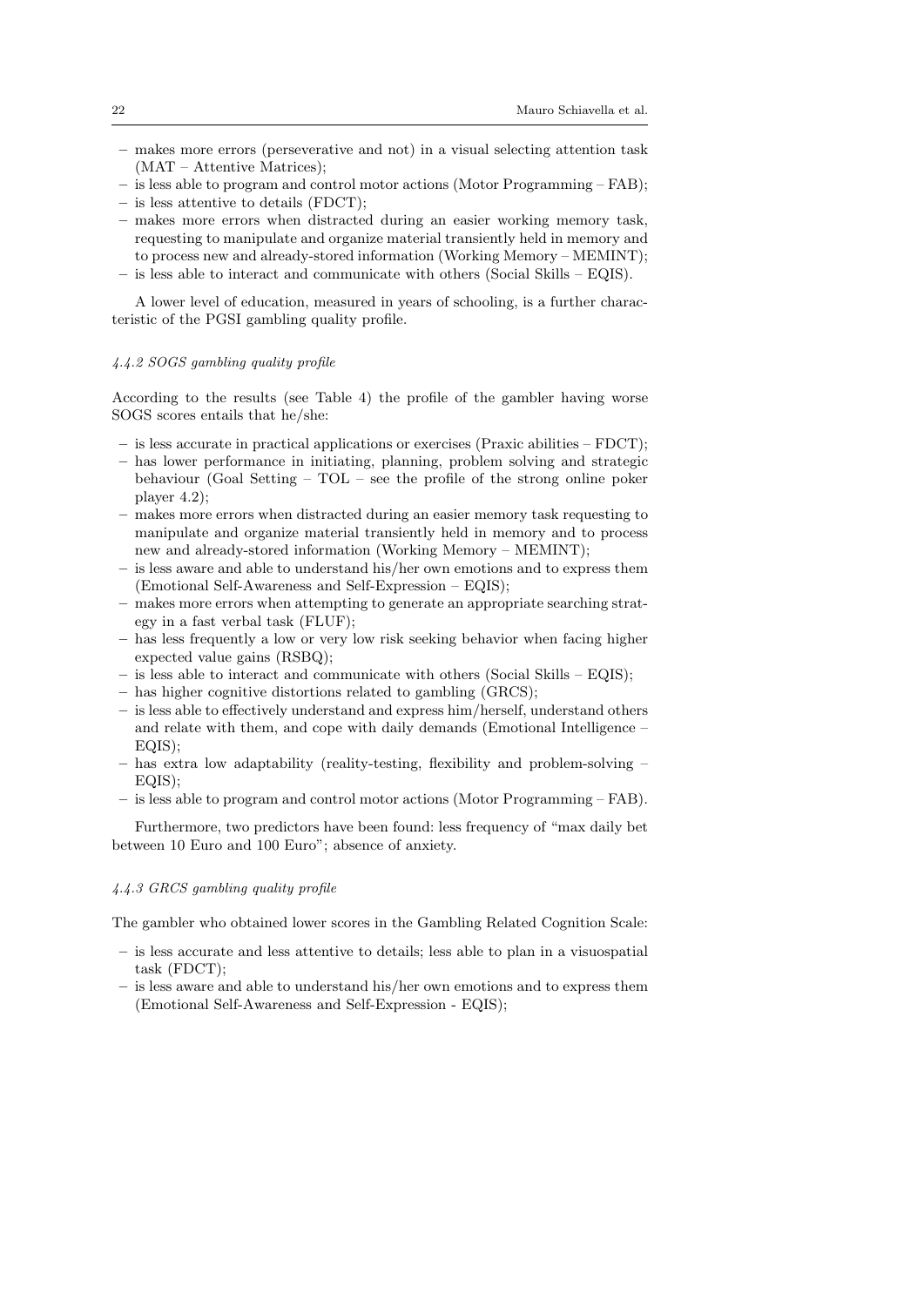- makes more errors (perseverative and not) in a visual selecting attention task (MAT – Attentive Matrices);
- is less able to program and control motor actions (Motor Programming – FAB);
- is less attentive to details (FDCT);
- makes more errors when distracted during an easier working memory task, requesting to manipulate and organize material transiently held in memory and to process new and already-stored information (Working Memory – MEMINT);
- is less able to interact and communicate with others (Social Skills – EQIS).

A lower level of education, measured in years of schooling, is a further characteristic of the PGSI gambling quality profile.

#### *4.4.2 SOGS gambling quality profile*

According to the results (see Table 4) the profile of the gambler having worse SOGS scores entails that he/she:

- is less accurate in practical applications or exercises (Praxic abilities – FDCT);
- has lower performance in initiating, planning, problem solving and strategic behaviour (Goal Setting – TOL – see the profile of the strong online poker player 4.2);
- makes more errors when distracted during an easier memory task requesting to manipulate and organize material transiently held in memory and to process new and already-stored information (Working Memory – MEMINT);
- is less aware and able to understand his/her own emotions and to express them (Emotional Self-Awareness and Self-Expression – EQIS);
- makes more errors when attempting to generate an appropriate searching strategy in a fast verbal task (FLUF);
- has less frequently a low or very low risk seeking behavior when facing higher expected value gains (RSBQ);
- is less able to interact and communicate with others (Social Skills – EQIS);
- has higher cognitive distortions related to gambling (GRCS);
- is less able to effectively understand and express him/herself, understand others and relate with them, and cope with daily demands (Emotional Intelligence – EQIS);
- has extra low adaptability (reality-testing, flexibility and problem-solving – EQIS);
- is less able to program and control motor actions (Motor Programming – FAB).

Furthermore, two predictors have been found: less frequency of "max daily bet between 10 Euro and 100 Euro"; absence of anxiety.

#### *4.4.3 GRCS gambling quality profile*

The gambler who obtained lower scores in the Gambling Related Cognition Scale:

- is less accurate and less attentive to details; less able to plan in a visuospatial task (FDCT);
- is less aware and able to understand his/her own emotions and to express them (Emotional Self-Awareness and Self-Expression - EQIS);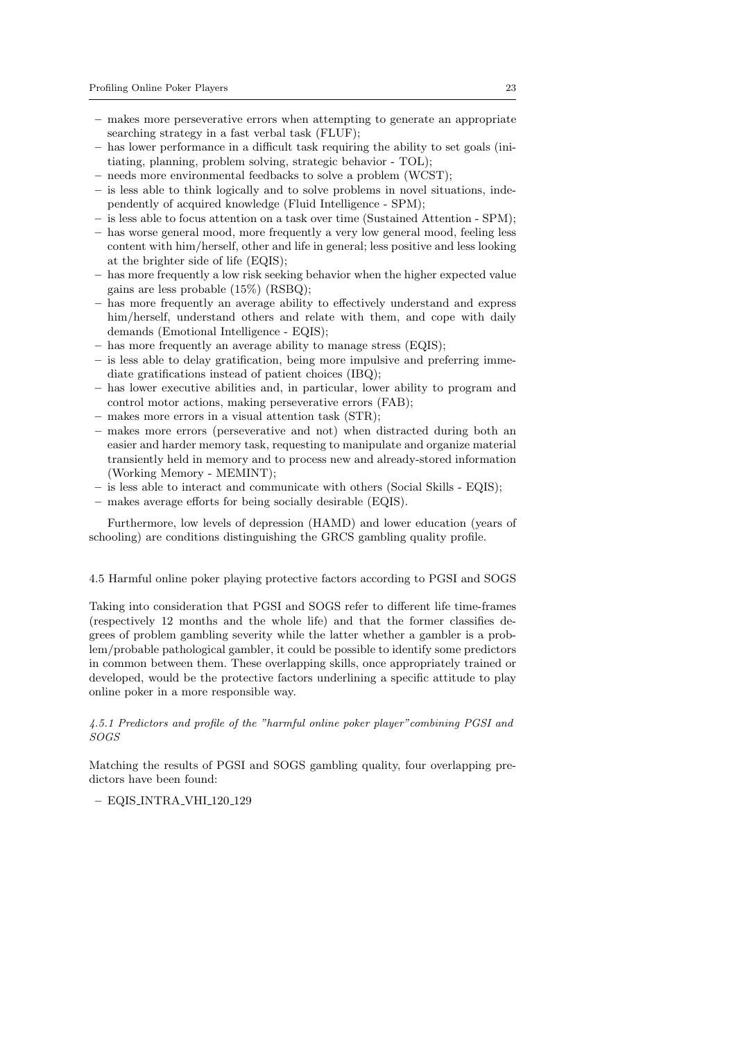- makes more perseverative errors when attempting to generate an appropriate searching strategy in a fast verbal task (FLUF);
- has lower performance in a difficult task requiring the ability to set goals (initiating, planning, problem solving, strategic behavior - TOL);
- needs more environmental feedbacks to solve a problem (WCST);
- is less able to think logically and to solve problems in novel situations, independently of acquired knowledge (Fluid Intelligence - SPM);
- is less able to focus attention on a task over time (Sustained Attention - SPM);
- has worse general mood, more frequently a very low general mood, feeling less content with him/herself, other and life in general; less positive and less looking at the brighter side of life (EQIS);
- has more frequently a low risk seeking behavior when the higher expected value gains are less probable (15%) (RSBQ);
- has more frequently an average ability to effectively understand and express him/herself, understand others and relate with them, and cope with daily demands (Emotional Intelligence - EQIS);
- has more frequently an average ability to manage stress (EQIS);
- is less able to delay gratification, being more impulsive and preferring immediate gratifications instead of patient choices (IBQ);
- has lower executive abilities and, in particular, lower ability to program and control motor actions, making perseverative errors (FAB);
- makes more errors in a visual attention task (STR);
- makes more errors (perseverative and not) when distracted during both an easier and harder memory task, requesting to manipulate and organize material transiently held in memory and to process new and already-stored information (Working Memory - MEMINT);
- is less able to interact and communicate with others (Social Skills - EQIS);
- makes average efforts for being socially desirable (EQIS).

Furthermore, low levels of depression (HAMD) and lower education (years of schooling) are conditions distinguishing the GRCS gambling quality profile.

### 4.5 Harmful online poker playing protective factors according to PGSI and SOGS

Taking into consideration that PGSI and SOGS refer to different life time-frames (respectively 12 months and the whole life) and that the former classifies degrees of problem gambling severity while the latter whether a gambler is a problem/probable pathological gambler, it could be possible to identify some predictors in common between them. These overlapping skills, once appropriately trained or developed, would be the protective factors underlining a specific attitude to play online poker in a more responsible way.

#### *4.5.1 Predictors and profile of the "harmful online poker player" combining PGSI and SOGS*

Matching the results of PGSI and SOGS gambling quality, four overlapping predictors have been found:

- EQIS_INTRA_VHI_120_129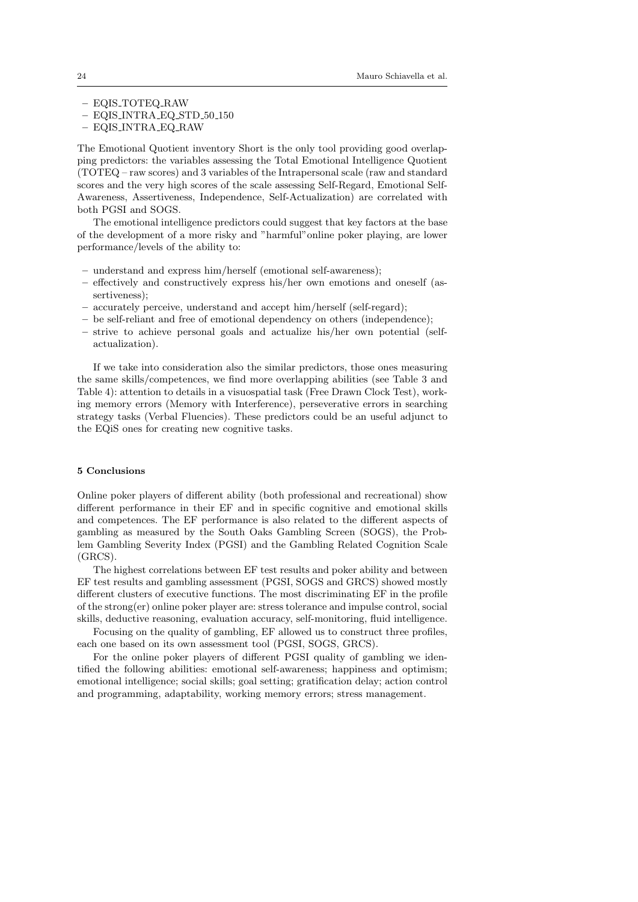- EQIS_TOTEQ_RAW
- EQIS_INTRA_EQ_STD_50_150
- EQIS_INTRA_EQ_RAW

The Emotional Quotient inventory Short is the only tool providing good overlapping predictors: the variables assessing the Total Emotional Intelligence Quotient (TOTEQ – raw scores) and 3 variables of the Intrapersonal scale (raw and standard scores and the very high scores of the scale assessing Self-Regard, Emotional Self-Awareness, Assertiveness, Independence, Self-Actualization) are correlated with both PGSI and SOGS.

The emotional intelligence predictors could suggest that key factors at the base of the development of a more risky and "harmful"online poker playing, are lower performance/levels of the ability to:

- understand and express him/herself (emotional self-awareness);
- effectively and constructively express his/her own emotions and oneself (assertiveness);
- accurately perceive, understand and accept him/herself (self-regard);
- be self-reliant and free of emotional dependency on others (independence);
- strive to achieve personal goals and actualize his/her own potential (self-actualization).

If we take into consideration also the similar predictors, those ones measuring the same skills/competences, we find more overlapping abilities (see Table 3 and Table 4): attention to details in a visuospatial task (Free Drawn Clock Test), working memory errors (Memory with Interference), perseverative errors in searching strategy tasks (Verbal Fluencies). These predictors could be an useful adjunct to the EQiS ones for creating new cognitive tasks.

## 5 Conclusions

Online poker players of different ability (both professional and recreational) show different performance in their EF and in specific cognitive and emotional skills and competences. The EF performance is also related to the different aspects of gambling as measured by the South Oaks Gambling Screen (SOGS), the Problem Gambling Severity Index (PGSI) and the Gambling Related Cognition Scale (GRCS).

The highest correlations between EF test results and poker ability and between EF test results and gambling assessment (PGSI, SOGS and GRCS) showed mostly different clusters of executive functions. The most discriminating EF in the profile of the strong(er) online poker player are: stress tolerance and impulse control, social skills, deductive reasoning, evaluation accuracy, self-monitoring, fluid intelligence.

Focusing on the quality of gambling, EF allowed us to construct three profiles, each one based on its own assessment tool (PGSI, SOGS, GRCS).

For the online poker players of different PGSI quality of gambling we identified the following abilities: emotional self-awareness; happiness and optimism; emotional intelligence; social skills; goal setting; gratification delay; action control and programming, adaptability, working memory errors; stress management.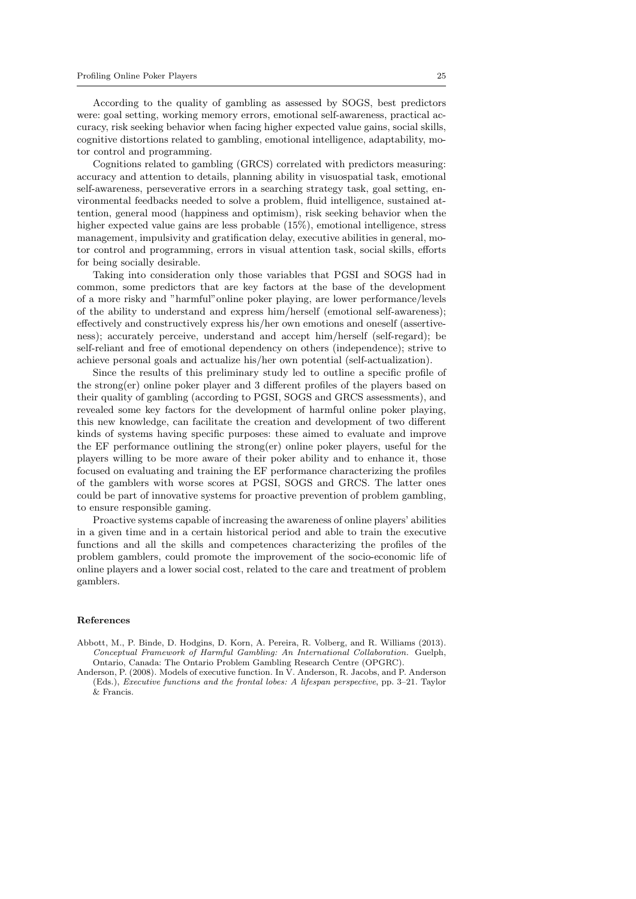According to the quality of gambling as assessed by SOGS, best predictors were: goal setting, working memory errors, emotional self-awareness, practical accuracy, risk seeking behavior when facing higher expected value gains, social skills, cognitive distortions related to gambling, emotional intelligence, adaptability, motor control and programming.

Cognitions related to gambling (GRCS) correlated with predictors measuring: accuracy and attention to details, planning ability in visuospatial task, emotional self-awareness, perseverative errors in a searching strategy task, goal setting, environmental feedbacks needed to solve a problem, fluid intelligence, sustained attention, general mood (happiness and optimism), risk seeking behavior when the higher expected value gains are less probable (15%), emotional intelligence, stress management, impulsivity and gratification delay, executive abilities in general, motor control and programming, errors in visual attention task, social skills, efforts for being socially desirable.

Taking into consideration only those variables that PGSI and SOGS had in common, some predictors that are key factors at the base of the development of a more risky and "harmful"online poker playing, are lower performance/levels of the ability to understand and express him/herself (emotional self-awareness); effectively and constructively express his/her own emotions and oneself (assertiveness); accurately perceive, understand and accept him/herself (self-regard); be self-reliant and free of emotional dependency on others (independence); strive to achieve personal goals and actualize his/her own potential (self-actualization).

Since the results of this preliminary study led to outline a specific profile of the strong(er) online poker player and 3 different profiles of the players based on their quality of gambling (according to PGSI, SOGS and GRCS assessments), and revealed some key factors for the development of harmful online poker playing, this new knowledge, can facilitate the creation and development of two different kinds of systems having specific purposes: these aimed to evaluate and improve the EF performance outlining the strong(er) online poker players, useful for the players willing to be more aware of their poker ability and to enhance it, those focused on evaluating and training the EF performance characterizing the profiles of the gamblers with worse scores at PGSI, SOGS and GRCS. The latter ones could be part of innovative systems for proactive prevention of problem gambling, to ensure responsible gaming.

Proactive systems capable of increasing the awareness of online players' abilities in a given time and in a certain historical period and able to train the executive functions and all the skills and competences characterizing the profiles of the problem gamblers, could promote the improvement of the socio-economic life of online players and a lower social cost, related to the care and treatment of problem gamblers.

## References

Abbott, M., P. Binde, D. Hodgins, D. Korn, A. Pereira, R. Volberg, and R. Williams (2013). *Conceptual Framework of Harmful Gambling: An International Collaboration.* Guelph, Ontario, Canada: The Ontario Problem Gambling Research Centre (OPGRC).

Anderson, P. (2008). Models of executive function. In V. Anderson, R. Jacobs, and P. Anderson (Eds.), *Executive functions and the frontal lobes: A lifespan perspective*, pp. 3–21. Taylor & Francis.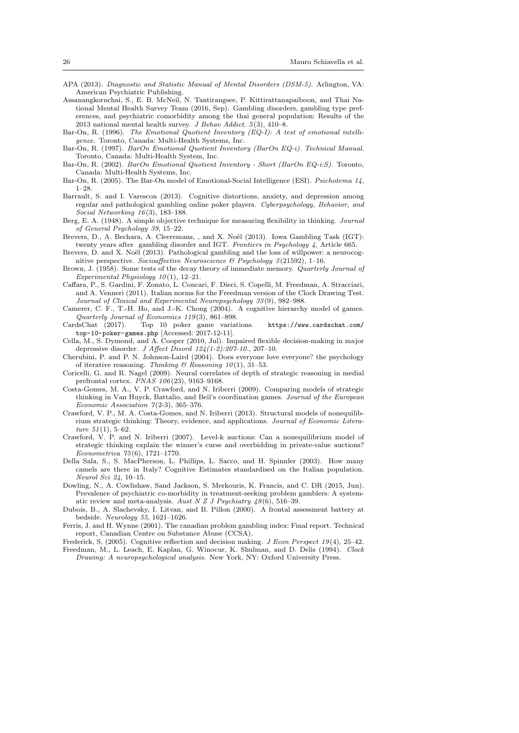APA (2013). *Diagnostic and Statistic Manual of Mental Disorders (DSM-5).* Arlington, VA: American Psychiatric Publishing.

Assanangkornchai, S., E. B. McNeil, N. Tantirangsee, P. Kittirattanapaiboon, and Thai National Mental Health Survey Team (2016, Sep). Gambling disorders, gambling type preferences, and psychiatric comorbidity among the thai general population: Results of the 2013 national mental health survey. *J Behav Addict. 5*(3), 410–8.

Bar-On, R. (1996). *The Emotional Quotient Inventory (EQ-I): A test of emotional intelligence.* Toronto, Canada: Multi-Health Systems, Inc.

Bar-On, R. (1997). *BarOn Emotional Quotient Inventory (BarOn EQ-i). Technical Manual*. Toronto, Canada: Multi-Health System, Inc.

Bar-On, R. (2002). *BarOn Emotional Quotient Inventory - Short (BarOn EQ-i:S).* Toronto, Canada: Multi-Health Systems, Inc.

Bar-On, R. (2005). The Bar-On model of Emotional-Social Intelligence (ESI). *Psichotema 14*, 1–28.

Barrault, S. and I. Varescon (2013). Cognitive distortions, anxiety, and depression among regular and pathological gambling online poker players. *Cyberpsychology, Behavior, and Social Networking 16*(3), 183–188.

Berg, E. A. (1948). A simple objective technique for measuring flexibility in thinking. *Journal of General Psychology 39*, 15–22.

Brevers, D., A. Bechara, A. Cleeremans, , and X. Noël (2013). Iowa Gambling Task (IGT): twenty years after gambling disorder and IGT. *Frontiers in Psychology 4*, Article 665.

Brevers, D. and X. Noël (2013). Pathological gambling and the loss of willpower: a neurocognitive perspective. *Socioaffective Neuroscience & Psychology 3*(21592), 1–16.

Brown, J. (1958). Some tests of the decay theory of immediate memory. *Quarterly Journal of Experimental Physiology 10*(1), 12–21.

Caffara, P., S. Gardini, F. Zonato, L. Concari, F. Dieci, S. Copelli, M. Freedman, A. Stracciari, and A. Venneri (2011). Italian norms for the Freedman version of the Clock Drawing Test. *Journal of Clinical and Experimental Neuropsychology 33*(9), 982–988.

Camerer, C. F., T.-H. Ho, and J.-K. Chong (2004). A cognitive hierarchy model of games. *Quarterly Journal of Economics 119*(3), 861–898.

CardsChat (2017). Top 10 poker game variations. `https://www.cardschat.com/top-10-poker-games.php` [Accessed: 2017-12-11].

Cella, M., S. Dymond, and A. Cooper (2010, Jul). Impaired flexible decision-making in major depressive disorder. *J Affect Disord 124(1-2):207-10.*, 207–10.

Cherubini, P. and P. N. Johnson-Laird (2004). Does everyone love everyone? the psychology of iterative reasoning. *Thinking & Reasoning 10*(1), 31–53.

Coricelli, G. and R. Nagel (2009). Neural correlates of depth of strategic reasoning in medial prefrontal cortex. *PNAS 106*(23), 9163–9168.

Costa-Gomes, M. A., V. P. Crawford, and N. Iriberri (2009). Comparing models of strategic thinking in Van Huyck, Battalio, and Beil's coordination games. *Journal of the European Economic Association 7*(2-3), 365–376.

Crawford, V. P., M. A. Costa-Gomes, and N. Iriberri (2013). Structural models of nonequilibrium strategic thinking: Theory, evidence, and applications. *Journal of Economic Literature 51*(1), 5–62.

Crawford, V. P. and N. Iriberri (2007). Level-k auctions: Can a nonequilibrium model of strategic thinking explain the winner's curse and overbidding in private-value auctions? *Econometrica 75*(6), 1721–1770.

Della Sala, S., S. MacPherson, L. Phillips, L. Sacco, and H. Spinnler (2003). How many camels are there in Italy? Cognitive Estimates standardised on the Italian population. *Neurol Sci 24*, 10–15.

Dowling, N., A. Cowlishaw, Sand Jackson, S. Merkouris, K. Francis, and C. DR (2015, Jun). Prevalence of psychiatric co-morbidity in treatment-seeking problem gamblers: A systematic review and meta-analysis. *Aust N Z J Psychiatry 49*(6), 516–39.

Dubois, B., A. Slachevsky, I. Litvan, and B. Pillon (2000). A frontal assessment battery at bedside. *Neurology 55*, 1621–1626.

Ferris, J. and H. Wynne (2001). The canadian problem gambling index: Final report. Technical report, Canadian Centre on Substance Abuse (CCSA).

Frederick, S. (2005). Cognitive reflection and decision making. *J Econ Perspect 19*(4), 25–42.

Freedman, M., L. Leach, E. Kaplan, G. Winocur, K. Shulman, and D. Delis (1994). *Clock Drawing: A neuropsychological analysis.* New York, NY: Oxford University Press.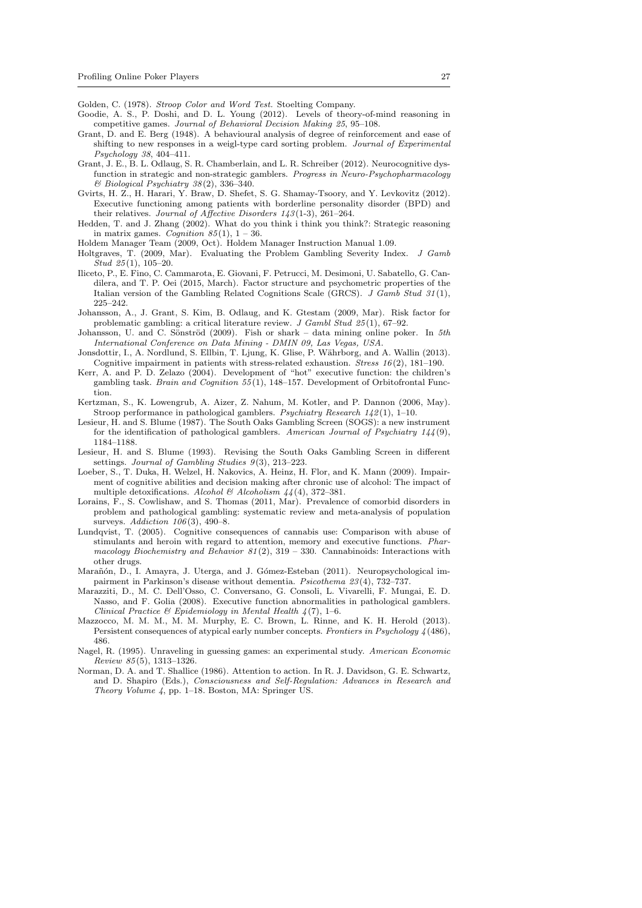Golden, C. (1978). *Stroop Color and Word Test*. Stoelting Company.

Goodie, A. S., P. Doshi, and D. L. Young (2012). Levels of theory-of-mind reasoning in competitive games. *Journal of Behavioral Decision Making 25*, 95–108.

Grant, D. and E. Berg (1948). A behavioural analysis of degree of reinforcement and ease of shifting to new responses in a weigl-type card sorting problem. *Journal of Experimental Psychology 38*, 404–411.

Grant, J. E., B. L. Odlaug, S. R. Chamberlain, and L. R. Schreiber (2012). Neurocognitive dysfunction in strategic and non-strategic gamblers. *Progress in Neuro-Psychopharmacology & Biological Psychiatry 38*(2), 336–340.

Gvirts, H. Z., H. Harari, Y. Braw, D. Shefet, S. G. Shamay-Tsoory, and Y. Levkovitz (2012). Executive functioning among patients with borderline personality disorder (BPD) and their relatives. *Journal of Affective Disorders 143*(1-3), 261–264.

Hedden, T. and J. Zhang (2002). What do you think i think you think?: Strategic reasoning in matrix games. *Cognition 85*(1), 1 – 36.

Holdem Manager Team (2009, Oct). Holdem Manager Instruction Manual 1.09.

Holtgraves, T. (2009, Mar). Evaluating the Problem Gambling Severity Index. *J Gamb Stud 25*(1), 105–20.

Iliceto, P., E. Fino, C. Cammarota, E. Giovani, F. Petrucci, M. Desimoni, U. Sabatello, G. Candilera, and T. P. Oei (2015, March). Factor structure and psychometric properties of the Italian version of the Gambling Related Cognitions Scale (GRCS). *J Gamb Stud 31*(1), 225–242.

Johansson, A., J. Grant, S. Kim, B. Odlaug, and K. Gtestam (2009, Mar). Risk factor for problematic gambling: a critical literature review. *J Gambl Stud 25*(1), 67–92.

Johansson, U. and C. Sönströd (2009). Fish or shark – data mining online poker. In *5th International Conference on Data Mining - DMIN 09, Las Vegas, USA*.

Jonsdottir, I., A. Nordlund, S. Ellbin, T. Ljung, K. Glise, P. Währborg, and A. Wallin (2013). Cognitive impairment in patients with stress-related exhaustion. *Stress 16*(2), 181–190.

Kerr, A. and P. D. Zelazo (2004). Development of "hot" executive function: the children's gambling task. *Brain and Cognition 55*(1), 148–157. Development of Orbitofrontal Function.

Kertzman, S., K. Lowengrub, A. Aizer, Z. Nahum, M. Kotler, and P. Dannon (2006, May). Stroop performance in pathological gamblers. *Psychiatry Research 142*(1), 1–10.

Lesieur, H. and S. Blume (1987). The South Oaks Gambling Screen (SOGS): a new instrument for the identification of pathological gamblers. *American Journal of Psychiatry 144*(9), 1184–1188.

Lesieur, H. and S. Blume (1993). Revising the South Oaks Gambling Screen in different settings. *Journal of Gambling Studies 9*(3), 213–223.

Loeber, S., T. Duka, H. Welzel, H. Nakovics, A. Heinz, H. Flor, and K. Mann (2009). Impairment of cognitive abilities and decision making after chronic use of alcohol: The impact of multiple detoxifications. *Alcohol & Alcoholism 44*(4), 372–381.

Lorains, F., S. Cowlishaw, and S. Thomas (2011, Mar). Prevalence of comorbid disorders in problem and pathological gambling: systematic review and meta-analysis of population surveys. *Addiction 106*(3), 490–8.

Lundqvist, T. (2005). Cognitive consequences of cannabis use: Comparison with abuse of stimulants and heroin with regard to attention, memory and executive functions. *Pharmacology Biochemistry and Behavior 81*(2), 319 – 330. Cannabinoids: Interactions with other drugs.

Marañón, D., I. Amayra, J. Uterga, and J. Gómez-Esteban (2011). Neuropsychological impairment in Parkinson's disease without dementia. *Psicothema 23*(4), 732–737.

Marazziti, D., M. C. Dell'Osso, C. Conversano, G. Consoli, L. Vivarelli, F. Mungai, E. D. Nasso, and F. Golia (2008). Executive function abnormalities in pathological gamblers. *Clinical Practice & Epidemiology in Mental Health 4*(7), 1–6.

Mazzocco, M. M. M., M. M. Murphy, E. C. Brown, L. Rinne, and K. H. Herold (2013). Persistent consequences of atypical early number concepts. *Frontiers in Psychology 4*(486), 486.

Nagel, R. (1995). Unraveling in guessing games: an experimental study. *American Economic Review 85*(5), 1313–1326.

Norman, D. A. and T. Shallice (1986). Attention to action. In R. J. Davidson, G. E. Schwartz, and D. Shapiro (Eds.), *Consciousness and Self-Regulation: Advances in Research and Theory Volume 4*, pp. 1–18. Boston, MA: Springer US.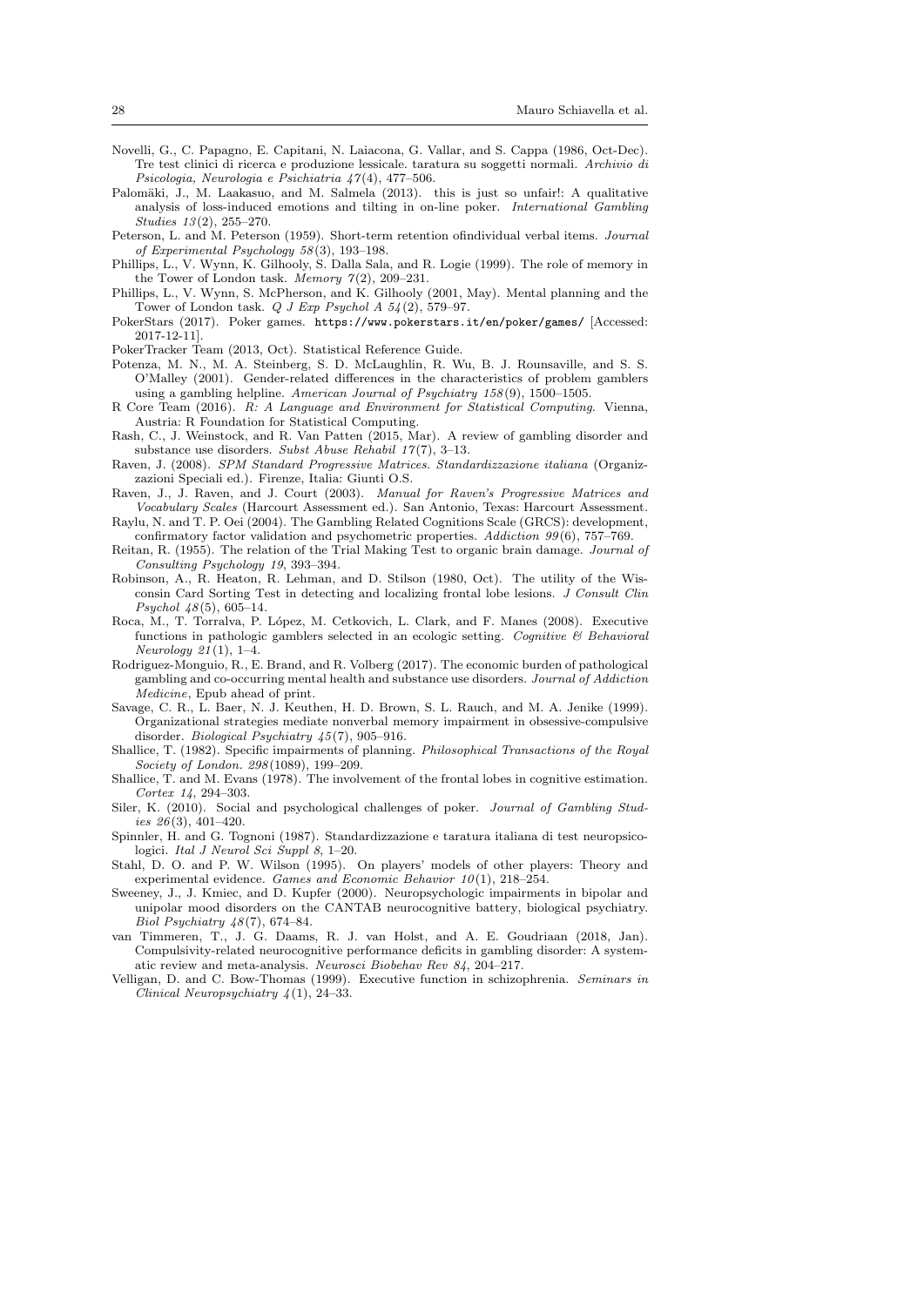Novelli, G., C. Papagno, E. Capitani, N. Laiacona, G. Vallar, and S. Cappa (1986, Oct-Dec). Tre test clinici di ricerca e produzione lessicale. taratura su soggetti normali. *Archivio di Psicologia, Neurologia e Psichiatria 47*(4), 477–506.

Palomäki, J., M. Laakasuo, and M. Salmela (2013). this is just so unfair!: A qualitative analysis of loss-induced emotions and tilting in on-line poker. *International Gambling Studies 13*(2), 255–270.

Peterson, L. and M. Peterson (1959). Short-term retention ofindividual verbal items. *Journal of Experimental Psychology 58*(3), 193–198.

Phillips, L., V. Wynn, K. Gilhooly, S. Dalla Sala, and R. Logie (1999). The role of memory in the Tower of London task. *Memory 7*(2), 209–231.

Phillips, L., V. Wynn, S. McPherson, and K. Gilhooly (2001, May). Mental planning and the Tower of London task. *Q J Exp Psychol A 54*(2), 579–97.

PokerStars (2017). Poker games. `https://www.pokerstars.it/en/poker/games/` [Accessed: 2017-12-11].

PokerTracker Team (2013, Oct). Statistical Reference Guide.

Potenza, M. N., M. A. Steinberg, S. D. McLaughlin, R. Wu, B. J. Rounsaville, and S. S. O'Malley (2001). Gender-related differences in the characteristics of problem gamblers using a gambling helpline. *American Journal of Psychiatry 158*(9), 1500–1505.

R Core Team (2016). *R: A Language and Environment for Statistical Computing*. Vienna, Austria: R Foundation for Statistical Computing.

Rash, C., J. Weinstock, and R. Van Patten (2015, Mar). A review of gambling disorder and substance use disorders. *Subst Abuse Rehabil 17*(7), 3–13.

Raven, J. (2008). *SPM Standard Progressive Matrices. Standardizzazione italiana* (Organizzazioni Speciali ed.). Firenze, Italia: Giunti O.S.

Raven, J., J. Raven, and J. Court (2003). *Manual for Raven's Progressive Matrices and Vocabulary Scales* (Harcourt Assessment ed.). San Antonio, Texas: Harcourt Assessment.

Raylu, N. and T. P. Oei (2004). The Gambling Related Cognitions Scale (GRCS): development, confirmatory factor validation and psychometric properties. *Addiction 99*(6), 757–769.

Reitan, R. (1955). The relation of the Trial Making Test to organic brain damage. *Journal of Consulting Psychology 19*, 393–394.

Robinson, A., R. Heaton, R. Lehman, and D. Stilson (1980, Oct). The utility of the Wisconsin Card Sorting Test in detecting and localizing frontal lobe lesions. *J Consult Clin Psychol 48*(5), 605–14.

Roca, M., T. Torralva, P. López, M. Cetkovich, L. Clark, and F. Manes (2008). Executive functions in pathologic gamblers selected in an ecologic setting. *Cognitive & Behavioral Neurology 21*(1), 1–4.

Rodriguez-Monguio, R., E. Brand, and R. Volberg (2017). The economic burden of pathological gambling and co-occurring mental health and substance use disorders. *Journal of Addiction Medicine*, Epub ahead of print.

Savage, C. R., L. Baer, N. J. Keuthen, H. D. Brown, S. L. Rauch, and M. A. Jenike (1999). Organizational strategies mediate nonverbal memory impairment in obsessive-compulsive disorder. *Biological Psychiatry 45*(7), 905–916.

Shallice, T. (1982). Specific impairments of planning. *Philosophical Transactions of the Royal Society of London. 298*(1089), 199–209.

Shallice, T. and M. Evans (1978). The involvement of the frontal lobes in cognitive estimation. *Cortex 14*, 294–303.

Siler, K. (2010). Social and psychological challenges of poker. *Journal of Gambling Studies 26*(3), 401–420.

Spinnler, H. and G. Tognoni (1987). Standardizzazione e taratura italiana di test neuropsicologici. *Ital J Neurol Sci Suppl 8*, 1–20.

Stahl, D. O. and P. W. Wilson (1995). On players' models of other players: Theory and experimental evidence. *Games and Economic Behavior 10*(1), 218–254.

Sweeney, J., J. Kmiec, and D. Kupfer (2000). Neuropsychologic impairments in bipolar and unipolar mood disorders on the CANTAB neurocognitive battery, biological psychiatry. *Biol Psychiatry 48*(7), 674–84.

van Timmeren, T., J. G. Daams, R. J. van Holst, and A. E. Goudriaan (2018, Jan). Compulsivity-related neurocognitive performance deficits in gambling disorder: A systematic review and meta-analysis. *Neurosci Biobehav Rev 84*, 204–217.

Velligan, D. and C. Bow-Thomas (1999). Executive function in schizophrenia. *Seminars in Clinical Neuropsychiatry 4*(1), 24–33.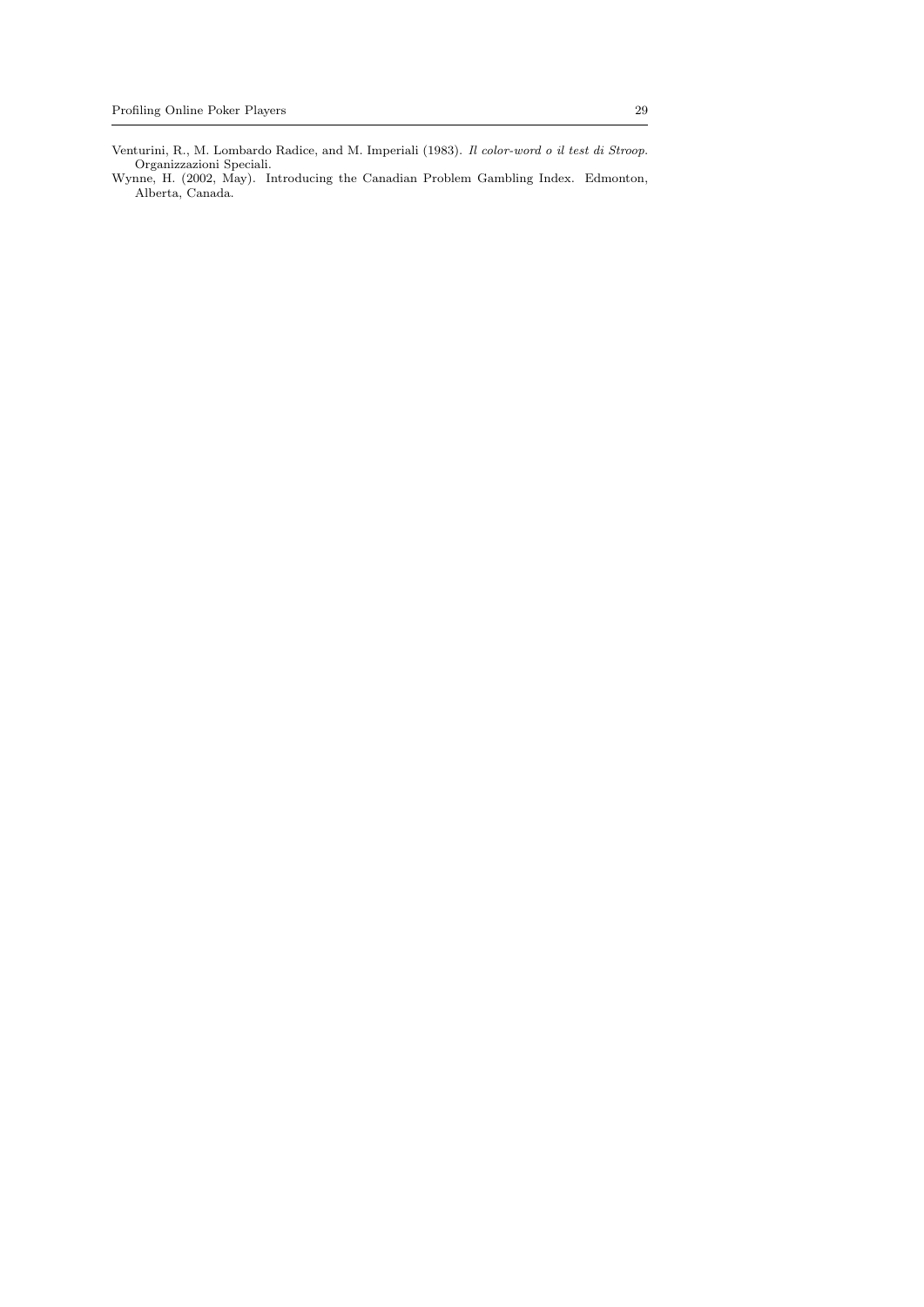Venturini, R., M. Lombardo Radice, and M. Imperiali (1983). *Il color-word o il test di Stroop*. Organizzazioni Speciali.

Wynne, H. (2002, May). Introducing the Canadian Problem Gambling Index. Edmonton, Alberta, Canada.